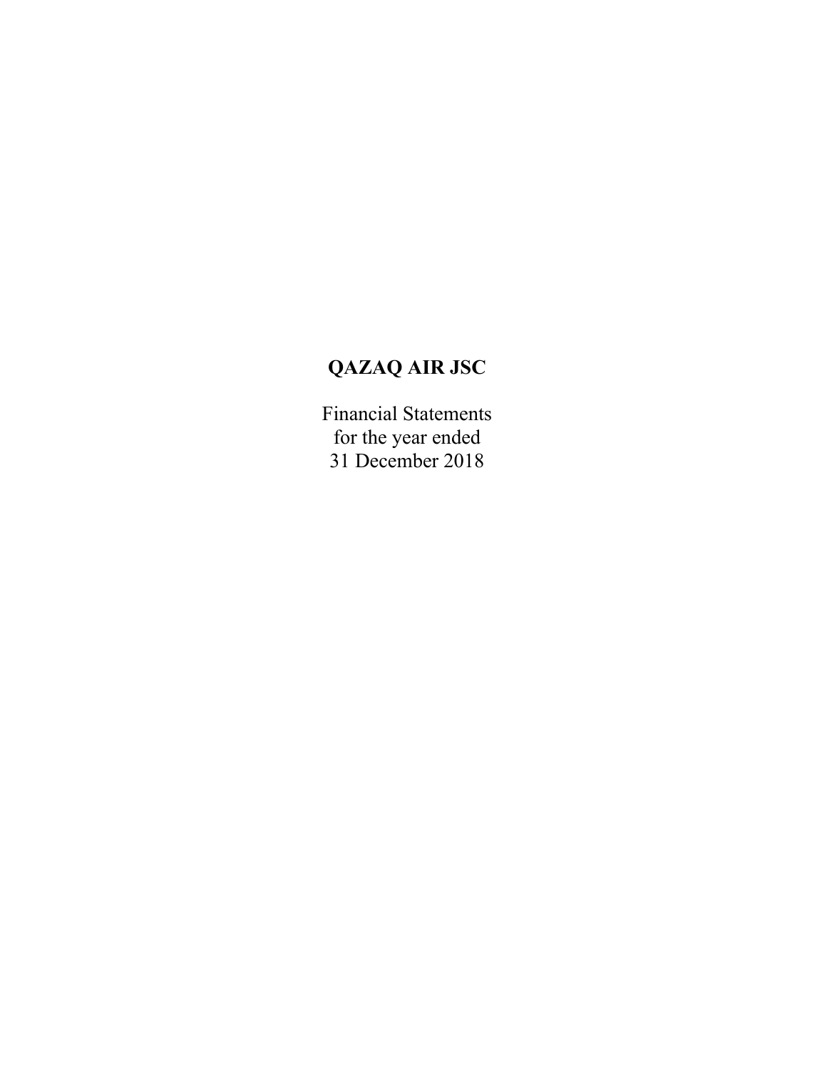# QAZAQ AIR JSC

Financial Statements
for the year ended
31 December 2018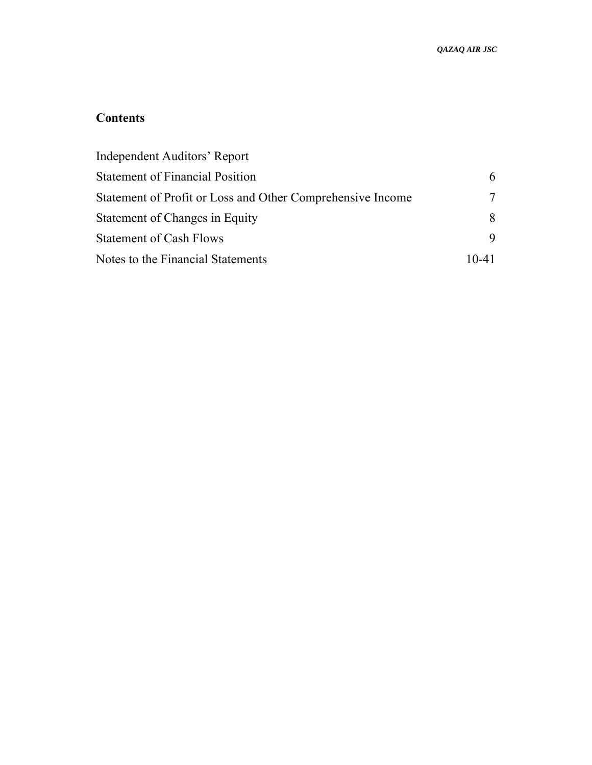## Contents

| | |
|---|---|
| Independent Auditors' Report | |
| Statement of Financial Position | 6 |
| Statement of Profit or Loss and Other Comprehensive Income | 7 |
| Statement of Changes in Equity | 8 |
| Statement of Cash Flows | 9 |
| Notes to the Financial Statements | 10-41 |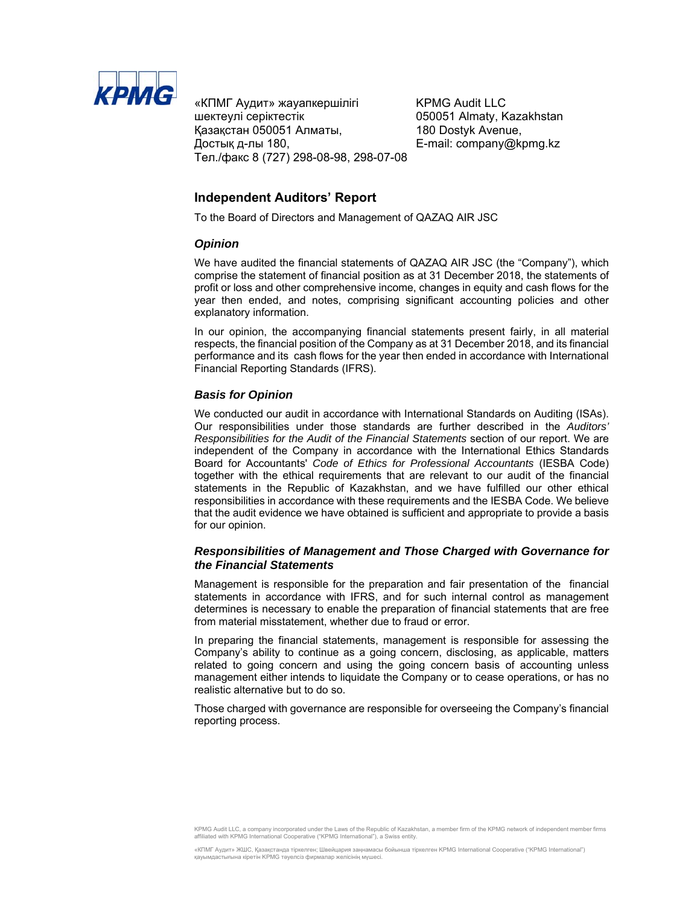«КПМГ Аудит» жауапкершілігі шектеулі серіктестік
Қазақстан 050051 Алматы,
Достық д-лы 180,
Тел./факс 8 (727) 298-08-98, 298-07-08

KPMG Audit LLC
050051 Almaty, Kazakhstan
180 Dostyk Avenue,
E-mail: company@kpmg.kz

## Independent Auditors' Report

To the Board of Directors and Management of QAZAQ AIR JSC

### *Opinion*

We have audited the financial statements of QAZAQ AIR JSC (the "Company"), which comprise the statement of financial position as at 31 December 2018, the statements of profit or loss and other comprehensive income, changes in equity and cash flows for the year then ended, and notes, comprising significant accounting policies and other explanatory information.

In our opinion, the accompanying financial statements present fairly, in all material respects, the financial position of the Company as at 31 December 2018, and its financial performance and its cash flows for the year then ended in accordance with International Financial Reporting Standards (IFRS).

### *Basis for Opinion*

We conducted our audit in accordance with International Standards on Auditing (ISAs). Our responsibilities under those standards are further described in the *Auditors' Responsibilities for the Audit of the Financial Statements* section of our report. We are independent of the Company in accordance with the International Ethics Standards Board for Accountants' *Code of Ethics for Professional Accountants* (IESBA Code) together with the ethical requirements that are relevant to our audit of the financial statements in the Republic of Kazakhstan, and we have fulfilled our other ethical responsibilities in accordance with these requirements and the IESBA Code. We believe that the audit evidence we have obtained is sufficient and appropriate to provide a basis for our opinion.

### *Responsibilities of Management and Those Charged with Governance for the Financial Statements*

Management is responsible for the preparation and fair presentation of the financial statements in accordance with IFRS, and for such internal control as management determines is necessary to enable the preparation of financial statements that are free from material misstatement, whether due to fraud or error.

In preparing the financial statements, management is responsible for assessing the Company's ability to continue as a going concern, disclosing, as applicable, matters related to going concern and using the going concern basis of accounting unless management either intends to liquidate the Company or to cease operations, or has no realistic alternative but to do so.

Those charged with governance are responsible for overseeing the Company's financial reporting process.

KPMG Audit LLC, a company incorporated under the Laws of the Republic of Kazakhstan, a member firm of the KPMG network of independent member firms affiliated with KPMG International Cooperative ("KPMG International"), a Swiss entity.

«КПМГ Аудит» ЖШС, Қазақстанда тіркелген; Швейцария заңнамасы бойынша тіркелген KPMG International Cooperative ("KPMG International") қауымдастығына кіретін KPMG тәуелсіз фирмалар желісінің мүшесі.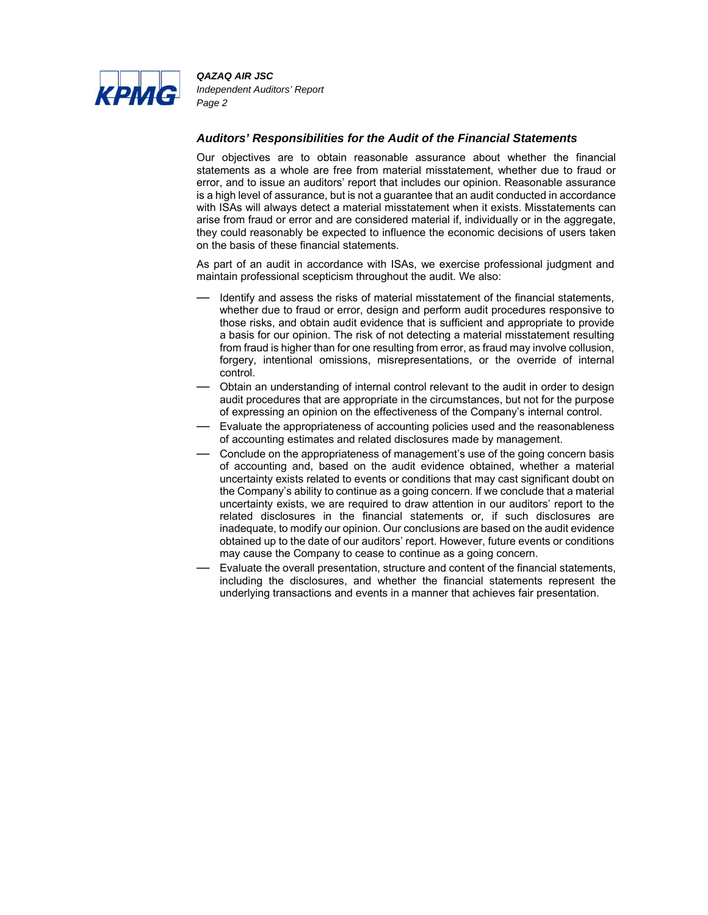### *Auditors' Responsibilities for the Audit of the Financial Statements*

Our objectives are to obtain reasonable assurance about whether the financial statements as a whole are free from material misstatement, whether due to fraud or error, and to issue an auditors' report that includes our opinion. Reasonable assurance is a high level of assurance, but is not a guarantee that an audit conducted in accordance with ISAs will always detect a material misstatement when it exists. Misstatements can arise from fraud or error and are considered material if, individually or in the aggregate, they could reasonably be expected to influence the economic decisions of users taken on the basis of these financial statements.

As part of an audit in accordance with ISAs, we exercise professional judgment and maintain professional scepticism throughout the audit. We also:

- Identify and assess the risks of material misstatement of the financial statements, whether due to fraud or error, design and perform audit procedures responsive to those risks, and obtain audit evidence that is sufficient and appropriate to provide a basis for our opinion. The risk of not detecting a material misstatement resulting from fraud is higher than for one resulting from error, as fraud may involve collusion, forgery, intentional omissions, misrepresentations, or the override of internal control.
- Obtain an understanding of internal control relevant to the audit in order to design audit procedures that are appropriate in the circumstances, but not for the purpose of expressing an opinion on the effectiveness of the Company's internal control.
- Evaluate the appropriateness of accounting policies used and the reasonableness of accounting estimates and related disclosures made by management.
- Conclude on the appropriateness of management's use of the going concern basis of accounting and, based on the audit evidence obtained, whether a material uncertainty exists related to events or conditions that may cast significant doubt on the Company's ability to continue as a going concern. If we conclude that a material uncertainty exists, we are required to draw attention in our auditors' report to the related disclosures in the financial statements or, if such disclosures are inadequate, to modify our opinion. Our conclusions are based on the audit evidence obtained up to the date of our auditors' report. However, future events or conditions may cause the Company to cease to continue as a going concern.
- Evaluate the overall presentation, structure and content of the financial statements, including the disclosures, and whether the financial statements represent the underlying transactions and events in a manner that achieves fair presentation.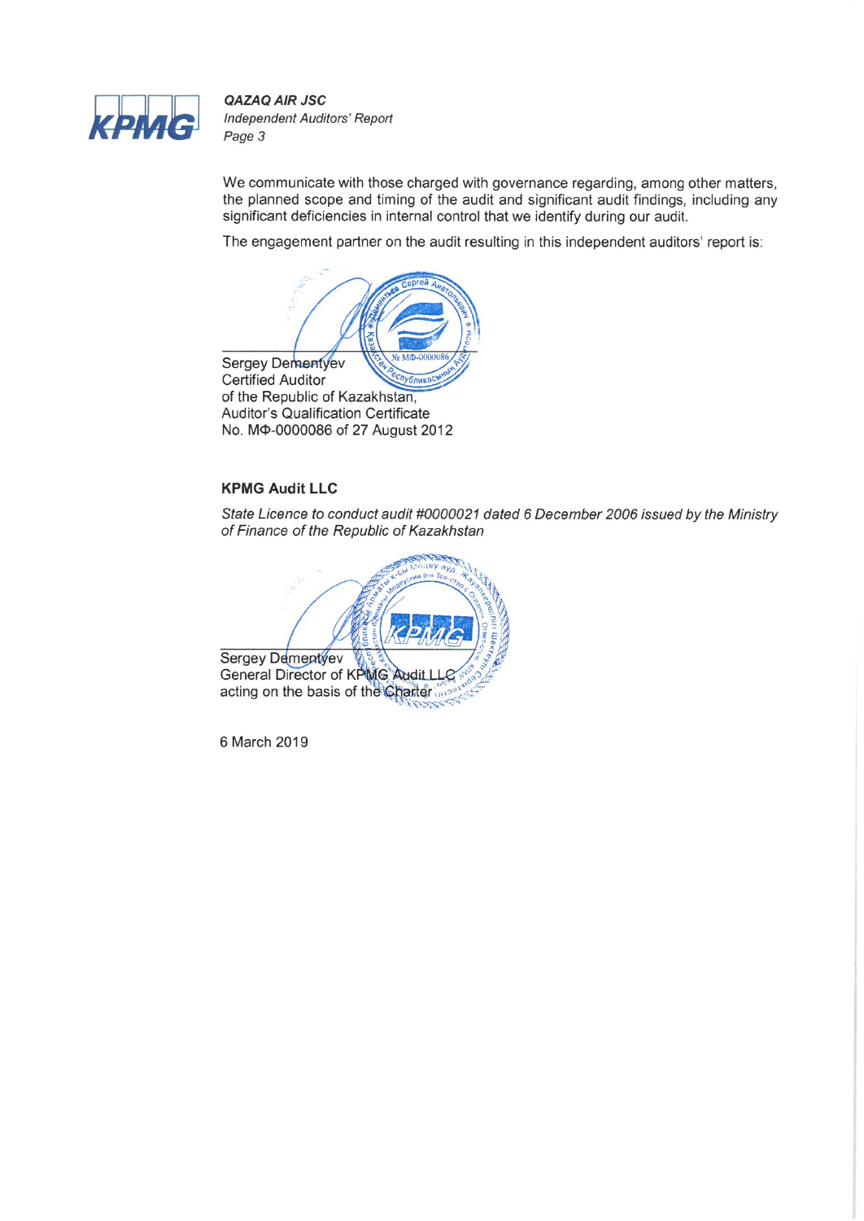We communicate with those charged with governance regarding, among other matters, the planned scope and timing of the audit and significant audit findings, including any significant deficiencies in internal control that we identify during our audit.

The engagement partner on the audit resulting in this independent auditors' report is:

Sergey Dementyev
Certified Auditor
of the Republic of Kazakhstan,
Auditor's Qualification Certificate
No. MФ-0000086 of 27 August 2012

**KPMG Audit LLC**

*State Licence to conduct audit #0000021 dated 6 December 2006 issued by the Ministry of Finance of the Republic of Kazakhstan*

Sergey Dementyev
General Director of KPMG Audit LLC
acting on the basis of the Charter

6 March 2019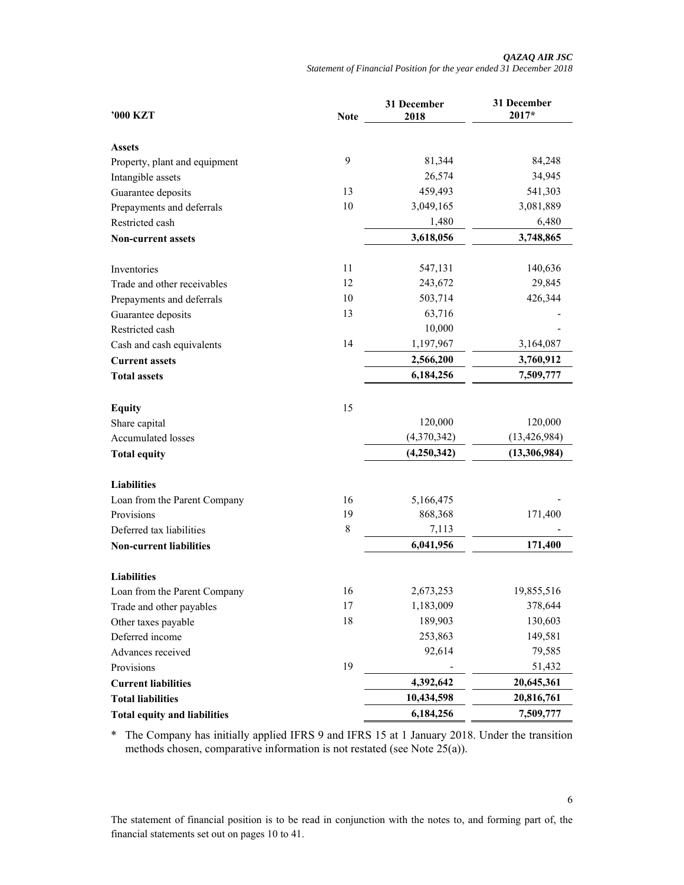*QAZAQ AIR JSC*
*Statement of Financial Position for the year ended 31 December 2018*

| '000 KZT | Note | 31 December 2018 | 31 December 2017* |
|---|---|---|---|
| **Assets** | | | |
| Property, plant and equipment | 9 | 81,344 | 84,248 |
| Intangible assets | | 26,574 | 34,945 |
| Guarantee deposits | 13 | 459,493 | 541,303 |
| Prepayments and deferrals | 10 | 3,049,165 | 3,081,889 |
| Restricted cash | | 1,480 | 6,480 |
| **Non-current assets** | | **3,618,056** | **3,748,865** |
| | | | |
| Inventories | 11 | 547,131 | 140,636 |
| Trade and other receivables | 12 | 243,672 | 29,845 |
| Prepayments and deferrals | 10 | 503,714 | 426,344 |
| Guarantee deposits | 13 | 63,716 | - |
| Restricted cash | | 10,000 | - |
| Cash and cash equivalents | 14 | 1,197,967 | 3,164,087 |
| **Current assets** | | **2,566,200** | **3,760,912** |
| **Total assets** | | **6,184,256** | **7,509,777** |
| | | | |
| **Equity** | 15 | | |
| Share capital | | 120,000 | 120,000 |
| Accumulated losses | | (4,370,342) | (13,426,984) |
| **Total equity** | | **(4,250,342)** | **(13,306,984)** |
| | | | |
| **Liabilities** | | | |
| Loan from the Parent Company | 16 | 5,166,475 | - |
| Provisions | 19 | 868,368 | 171,400 |
| Deferred tax liabilities | 8 | 7,113 | - |
| **Non-current liabilities** | | **6,041,956** | **171,400** |
| | | | |
| **Liabilities** | | | |
| Loan from the Parent Company | 16 | 2,673,253 | 19,855,516 |
| Trade and other payables | 17 | 1,183,009 | 378,644 |
| Other taxes payable | 18 | 189,903 | 130,603 |
| Deferred income | | 253,863 | 149,581 |
| Advances received | | 92,614 | 79,585 |
| Provisions | 19 | - | 51,432 |
| **Current liabilities** | | **4,392,642** | **20,645,361** |
| **Total liabilities** | | **10,434,598** | **20,816,761** |
| **Total equity and liabilities** | | **6,184,256** | **7,509,777** |

\* The Company has initially applied IFRS 9 and IFRS 15 at 1 January 2018. Under the transition methods chosen, comparative information is not restated (see Note 25(a)).

The statement of financial position is to be read in conjunction with the notes to, and forming part of, the financial statements set out on pages 10 to 41.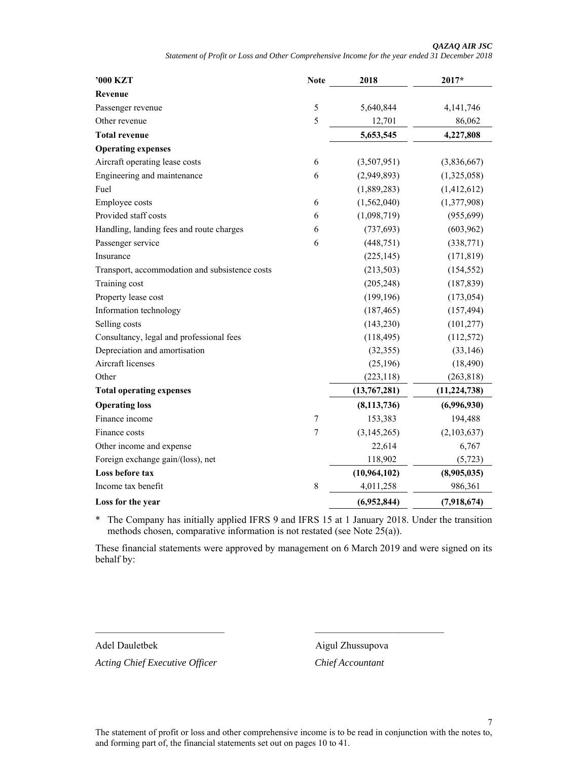**QAZAQ AIR JSC**

*Statement of Profit or Loss and Other Comprehensive Income for the year ended 31 December 2018*

| '000 KZT | Note | 2018 | 2017* |
|---|---|---|---|
| **Revenue** | | | |
| Passenger revenue | 5 | 5,640,844 | 4,141,746 |
| Other revenue | 5 | 12,701 | 86,062 |
| **Total revenue** | | **5,653,545** | **4,227,808** |
| **Operating expenses** | | | |
| Aircraft operating lease costs | 6 | (3,507,951) | (3,836,667) |
| Engineering and maintenance | 6 | (2,949,893) | (1,325,058) |
| Fuel | | (1,889,283) | (1,412,612) |
| Employee costs | 6 | (1,562,040) | (1,377,908) |
| Provided staff costs | 6 | (1,098,719) | (955,699) |
| Handling, landing fees and route charges | 6 | (737,693) | (603,962) |
| Passenger service | 6 | (448,751) | (338,771) |
| Insurance | | (225,145) | (171,819) |
| Transport, accommodation and subsistence costs | | (213,503) | (154,552) |
| Training cost | | (205,248) | (187,839) |
| Property lease cost | | (199,196) | (173,054) |
| Information technology | | (187,465) | (157,494) |
| Selling costs | | (143,230) | (101,277) |
| Consultancy, legal and professional fees | | (118,495) | (112,572) |
| Depreciation and amortisation | | (32,355) | (33,146) |
| Aircraft licenses | | (25,196) | (18,490) |
| Other | | (223,118) | (263,818) |
| **Total operating expenses** | | **(13,767,281)** | **(11,224,738)** |
| **Operating loss** | | **(8,113,736)** | **(6,996,930)** |
| Finance income | 7 | 153,383 | 194,488 |
| Finance costs | 7 | (3,145,265) | (2,103,637) |
| Other income and expense | | 22,614 | 6,767 |
| Foreign exchange gain/(loss), net | | 118,902 | (5,723) |
| **Loss before tax** | | **(10,964,102)** | **(8,905,035)** |
| Income tax benefit | 8 | 4,011,258 | 986,361 |
| **Loss for the year** | | **(6,952,844)** | **(7,918,674)** |

* The Company has initially applied IFRS 9 and IFRS 15 at 1 January 2018. Under the transition methods chosen, comparative information is not restated (see Note 25(a)).

These financial statements were approved by management on 6 March 2019 and were signed on its behalf by:

Adel Dauletbek
*Acting Chief Executive Officer*

Aigul Zhussupova
*Chief Accountant*

The statement of profit or loss and other comprehensive income is to be read in conjunction with the notes to, and forming part of, the financial statements set out on pages 10 to 41.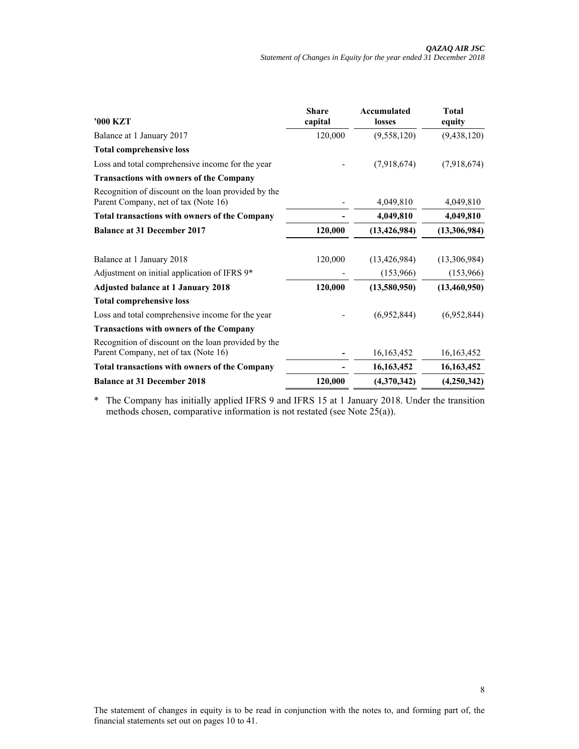| '000 KZT | Share capital | Accumulated losses | Total equity |
|---|---|---|---|
| Balance at 1 January 2017 | 120,000 | (9,558,120) | (9,438,120) |
| **Total comprehensive loss** | | | |
| Loss and total comprehensive income for the year | - | (7,918,674) | (7,918,674) |
| **Transactions with owners of the Company** | | | |
| Recognition of discount on the loan provided by the Parent Company, net of tax (Note 16) | - | 4,049,810 | 4,049,810 |
| **Total transactions with owners of the Company** | **-** | **4,049,810** | **4,049,810** |
| **Balance at 31 December 2017** | **120,000** | **(13,426,984)** | **(13,306,984)** |
| | | | |
| Balance at 1 January 2018 | 120,000 | (13,426,984) | (13,306,984) |
| Adjustment on initial application of IFRS 9* | - | (153,966) | (153,966) |
| **Adjusted balance at 1 January 2018** | **120,000** | **(13,580,950)** | **(13,460,950)** |
| **Total comprehensive loss** | | | |
| Loss and total comprehensive income for the year | - | (6,952,844) | (6,952,844) |
| **Transactions with owners of the Company** | | | |
| Recognition of discount on the loan provided by the Parent Company, net of tax (Note 16) | - | 16,163,452 | 16,163,452 |
| **Total transactions with owners of the Company** | **-** | **16,163,452** | **16,163,452** |
| **Balance at 31 December 2018** | **120,000** | **(4,370,342)** | **(4,250,342)** |

\* The Company has initially applied IFRS 9 and IFRS 15 at 1 January 2018. Under the transition methods chosen, comparative information is not restated (see Note 25(a)).

The statement of changes in equity is to be read in conjunction with the notes to, and forming part of, the financial statements set out on pages 10 to 41.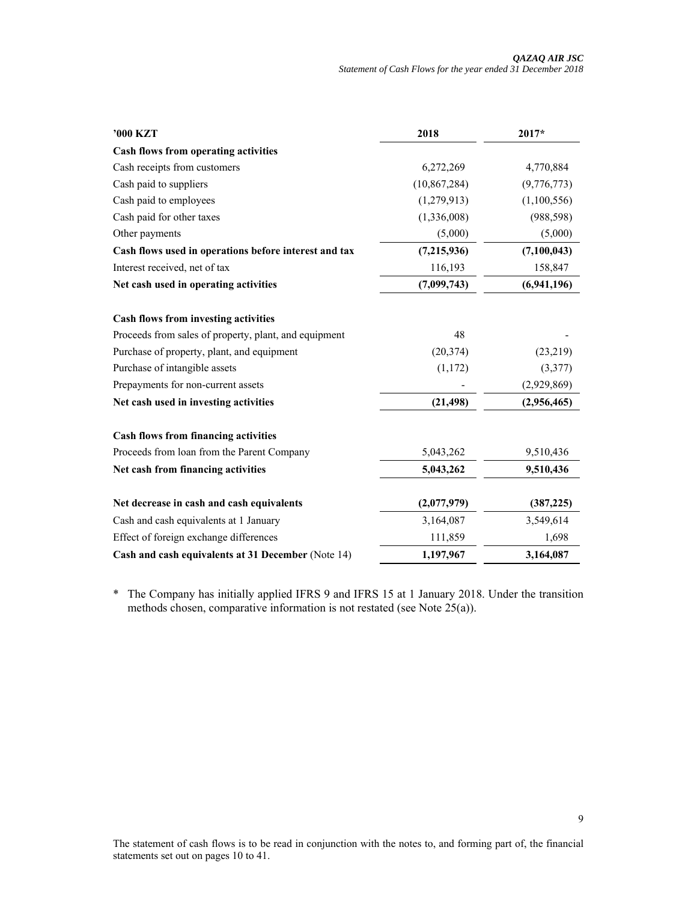| '000 KZT | 2018 | 2017* |
|---|---|---|
| **Cash flows from operating activities** | | |
| Cash receipts from customers | 6,272,269 | 4,770,884 |
| Cash paid to suppliers | (10,867,284) | (9,776,773) |
| Cash paid to employees | (1,279,913) | (1,100,556) |
| Cash paid for other taxes | (1,336,008) | (988,598) |
| Other payments | (5,000) | (5,000) |
| **Cash flows used in operations before interest and tax** | **(7,215,936)** | **(7,100,043)** |
| Interest received, net of tax | 116,193 | 158,847 |
| **Net cash used in operating activities** | **(7,099,743)** | **(6,941,196)** |
| | | |
| **Cash flows from investing activities** | | |
| Proceeds from sales of property, plant, and equipment | 48 | - |
| Purchase of property, plant, and equipment | (20,374) | (23,219) |
| Purchase of intangible assets | (1,172) | (3,377) |
| Prepayments for non-current assets | - | (2,929,869) |
| **Net cash used in investing activities** | **(21,498)** | **(2,956,465)** |
| | | |
| **Cash flows from financing activities** | | |
| Proceeds from loan from the Parent Company | 5,043,262 | 9,510,436 |
| **Net cash from financing activities** | **5,043,262** | **9,510,436** |
| | | |
| **Net decrease in cash and cash equivalents** | **(2,077,979)** | **(387,225)** |
| Cash and cash equivalents at 1 January | 3,164,087 | 3,549,614 |
| Effect of foreign exchange differences | 111,859 | 1,698 |
| **Cash and cash equivalents at 31 December** (Note 14) | **1,197,967** | **3,164,087** |

\* The Company has initially applied IFRS 9 and IFRS 15 at 1 January 2018. Under the transition methods chosen, comparative information is not restated (see Note 25(a)).

The statement of cash flows is to be read in conjunction with the notes to, and forming part of, the financial statements set out on pages 10 to 41.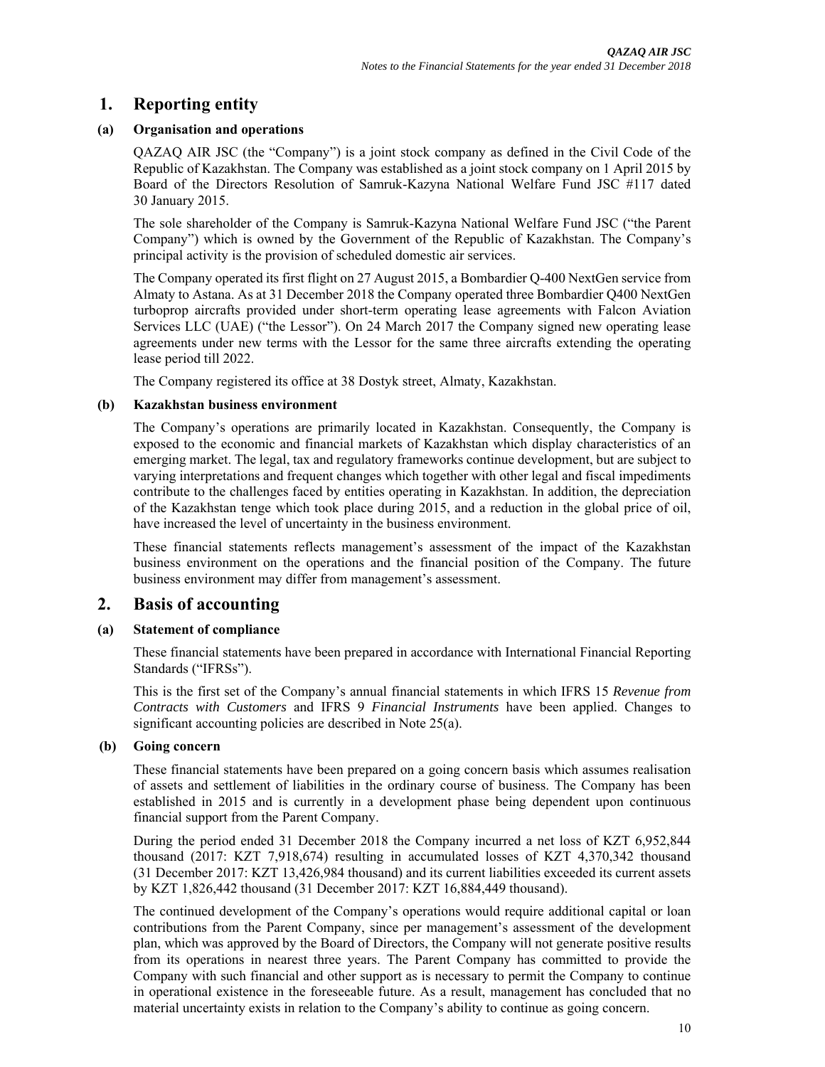# 1. Reporting entity

### (a) Organisation and operations

QAZAQ AIR JSC (the "Company") is a joint stock company as defined in the Civil Code of the Republic of Kazakhstan. The Company was established as a joint stock company on 1 April 2015 by Board of the Directors Resolution of Samruk-Kazyna National Welfare Fund JSC #117 dated 30 January 2015.

The sole shareholder of the Company is Samruk-Kazyna National Welfare Fund JSC ("the Parent Company") which is owned by the Government of the Republic of Kazakhstan. The Company's principal activity is the provision of scheduled domestic air services.

The Company operated its first flight on 27 August 2015, a Bombardier Q-400 NextGen service from Almaty to Astana. As at 31 December 2018 the Company operated three Bombardier Q400 NextGen turboprop aircrafts provided under short-term operating lease agreements with Falcon Aviation Services LLC (UAE) ("the Lessor"). On 24 March 2017 the Company signed new operating lease agreements under new terms with the Lessor for the same three aircrafts extending the operating lease period till 2022.

The Company registered its office at 38 Dostyk street, Almaty, Kazakhstan.

### (b) Kazakhstan business environment

The Company's operations are primarily located in Kazakhstan. Consequently, the Company is exposed to the economic and financial markets of Kazakhstan which display characteristics of an emerging market. The legal, tax and regulatory frameworks continue development, but are subject to varying interpretations and frequent changes which together with other legal and fiscal impediments contribute to the challenges faced by entities operating in Kazakhstan. In addition, the depreciation of the Kazakhstan tenge which took place during 2015, and a reduction in the global price of oil, have increased the level of uncertainty in the business environment.

These financial statements reflects management's assessment of the impact of the Kazakhstan business environment on the operations and the financial position of the Company. The future business environment may differ from management's assessment.

# 2. Basis of accounting

### (a) Statement of compliance

These financial statements have been prepared in accordance with International Financial Reporting Standards ("IFRSs").

This is the first set of the Company's annual financial statements in which IFRS 15 *Revenue from Contracts with Customers* and IFRS 9 *Financial Instruments* have been applied. Changes to significant accounting policies are described in Note 25(a).

### (b) Going concern

These financial statements have been prepared on a going concern basis which assumes realisation of assets and settlement of liabilities in the ordinary course of business. The Company has been established in 2015 and is currently in a development phase being dependent upon continuous financial support from the Parent Company.

During the period ended 31 December 2018 the Company incurred a net loss of KZT 6,952,844 thousand (2017: KZT 7,918,674) resulting in accumulated losses of KZT 4,370,342 thousand (31 December 2017: KZT 13,426,984 thousand) and its current liabilities exceeded its current assets by KZT 1,826,442 thousand (31 December 2017: KZT 16,884,449 thousand).

The continued development of the Company's operations would require additional capital or loan contributions from the Parent Company, since per management's assessment of the development plan, which was approved by the Board of Directors, the Company will not generate positive results from its operations in nearest three years. The Parent Company has committed to provide the Company with such financial and other support as is necessary to permit the Company to continue in operational existence in the foreseeable future. As a result, management has concluded that no material uncertainty exists in relation to the Company's ability to continue as going concern.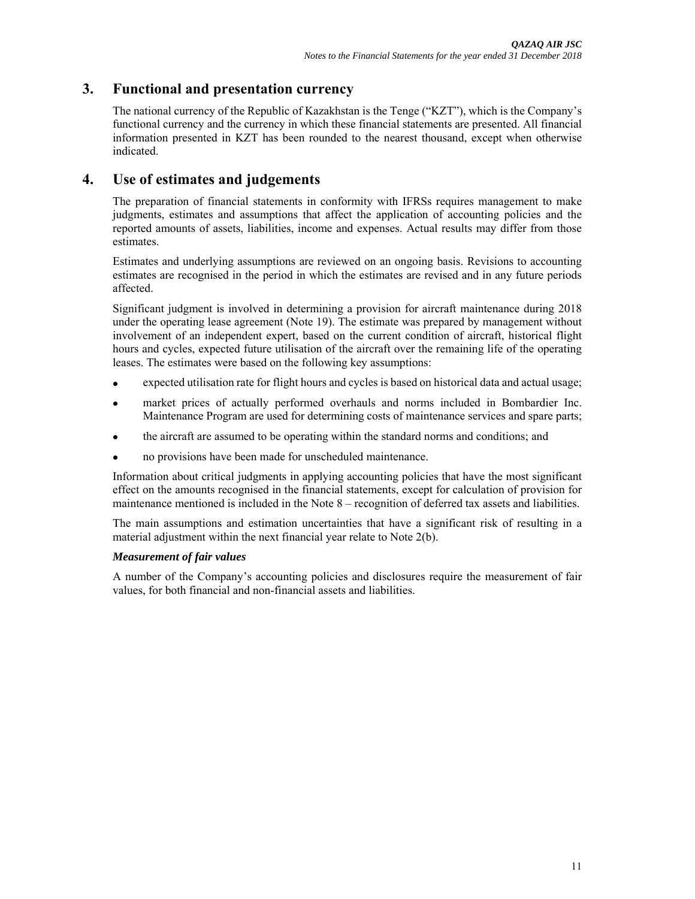## 3. Functional and presentation currency

The national currency of the Republic of Kazakhstan is the Tenge ("KZT"), which is the Company's functional currency and the currency in which these financial statements are presented. All financial information presented in KZT has been rounded to the nearest thousand, except when otherwise indicated.

## 4. Use of estimates and judgements

The preparation of financial statements in conformity with IFRSs requires management to make judgments, estimates and assumptions that affect the application of accounting policies and the reported amounts of assets, liabilities, income and expenses. Actual results may differ from those estimates.

Estimates and underlying assumptions are reviewed on an ongoing basis. Revisions to accounting estimates are recognised in the period in which the estimates are revised and in any future periods affected.

Significant judgment is involved in determining a provision for aircraft maintenance during 2018 under the operating lease agreement (Note 19). The estimate was prepared by management without involvement of an independent expert, based on the current condition of aircraft, historical flight hours and cycles, expected future utilisation of the aircraft over the remaining life of the operating leases. The estimates were based on the following key assumptions:

- expected utilisation rate for flight hours and cycles is based on historical data and actual usage;
- market prices of actually performed overhauls and norms included in Bombardier Inc. Maintenance Program are used for determining costs of maintenance services and spare parts;
- the aircraft are assumed to be operating within the standard norms and conditions; and
- no provisions have been made for unscheduled maintenance.

Information about critical judgments in applying accounting policies that have the most significant effect on the amounts recognised in the financial statements, except for calculation of provision for maintenance mentioned is included in the Note 8 – recognition of deferred tax assets and liabilities.

The main assumptions and estimation uncertainties that have a significant risk of resulting in a material adjustment within the next financial year relate to Note 2(b).

***Measurement of fair values***

A number of the Company's accounting policies and disclosures require the measurement of fair values, for both financial and non-financial assets and liabilities.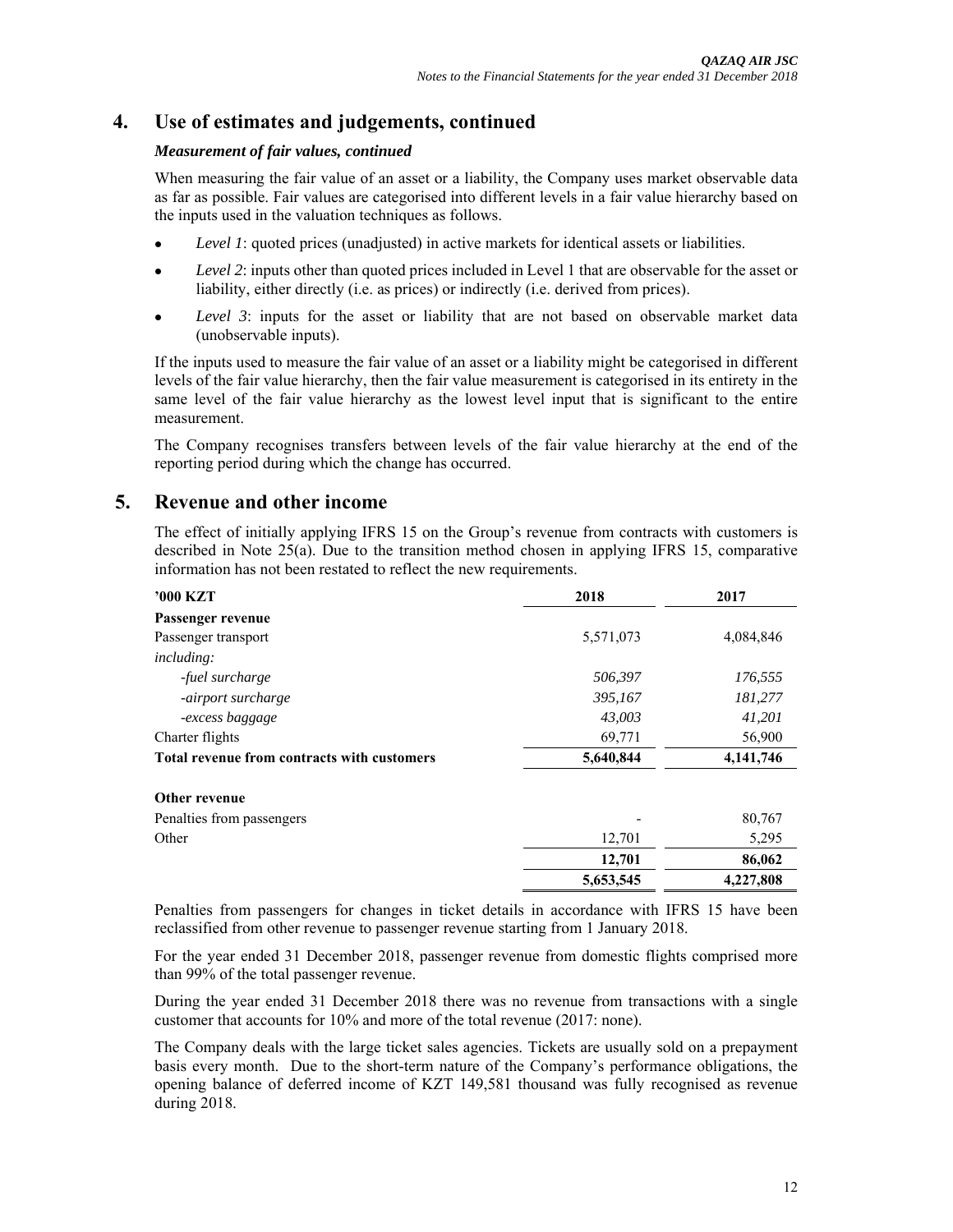## 4. Use of estimates and judgements, continued

### *Measurement of fair values, continued*

When measuring the fair value of an asset or a liability, the Company uses market observable data as far as possible. Fair values are categorised into different levels in a fair value hierarchy based on the inputs used in the valuation techniques as follows.

- *Level 1*: quoted prices (unadjusted) in active markets for identical assets or liabilities.
- *Level 2*: inputs other than quoted prices included in Level 1 that are observable for the asset or liability, either directly (i.e. as prices) or indirectly (i.e. derived from prices).
- *Level 3*: inputs for the asset or liability that are not based on observable market data (unobservable inputs).

If the inputs used to measure the fair value of an asset or a liability might be categorised in different levels of the fair value hierarchy, then the fair value measurement is categorised in its entirety in the same level of the fair value hierarchy as the lowest level input that is significant to the entire measurement.

The Company recognises transfers between levels of the fair value hierarchy at the end of the reporting period during which the change has occurred.

## 5. Revenue and other income

The effect of initially applying IFRS 15 on the Group's revenue from contracts with customers is described in Note 25(a). Due to the transition method chosen in applying IFRS 15, comparative information has not been restated to reflect the new requirements.

| '000 KZT | 2018 | 2017 |
|---|---|---|
| **Passenger revenue** | | |
| Passenger transport | 5,571,073 | 4,084,846 |
| *including:* | | |
| *-fuel surcharge* | *506,397* | *176,555* |
| *-airport surcharge* | *395,167* | *181,277* |
| *-excess baggage* | *43,003* | *41,201* |
| Charter flights | 69,771 | 56,900 |
| **Total revenue from contracts with customers** | **5,640,844** | **4,141,746** |
| | | |
| **Other revenue** | | |
| Penalties from passengers | - | 80,767 |
| Other | 12,701 | 5,295 |
| | **12,701** | **86,062** |
| | **5,653,545** | **4,227,808** |

Penalties from passengers for changes in ticket details in accordance with IFRS 15 have been reclassified from other revenue to passenger revenue starting from 1 January 2018.

For the year ended 31 December 2018, passenger revenue from domestic flights comprised more than 99% of the total passenger revenue.

During the year ended 31 December 2018 there was no revenue from transactions with a single customer that accounts for 10% and more of the total revenue (2017: none).

The Company deals with the large ticket sales agencies. Tickets are usually sold on a prepayment basis every month. Due to the short-term nature of the Company's performance obligations, the opening balance of deferred income of KZT 149,581 thousand was fully recognised as revenue during 2018.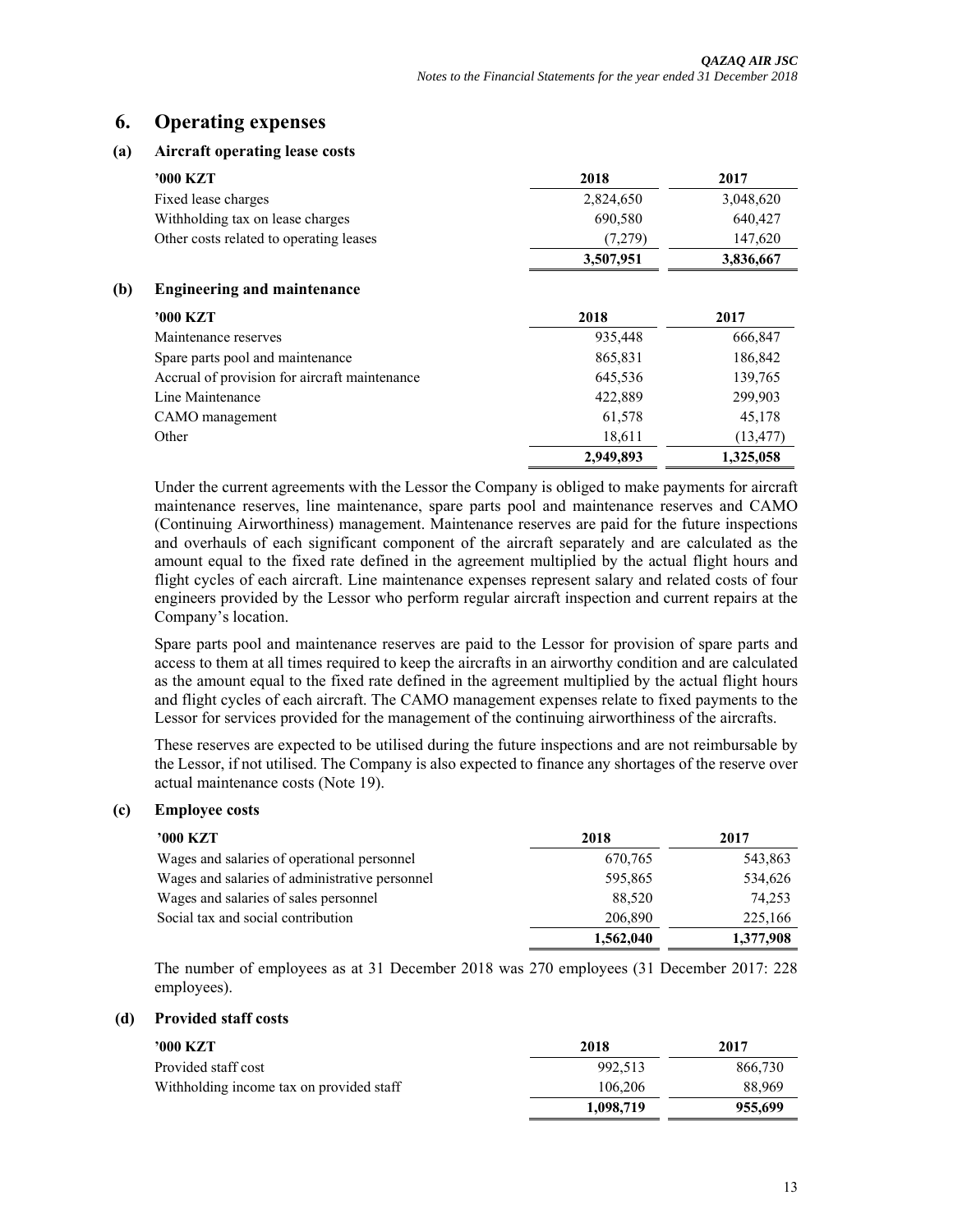## 6. Operating expenses

### (a) Aircraft operating lease costs

| '000 KZT | 2018 | 2017 |
|---|---|---|
| Fixed lease charges | 2,824,650 | 3,048,620 |
| Withholding tax on lease charges | 690,580 | 640,427 |
| Other costs related to operating leases | (7,279) | 147,620 |
| | **3,507,951** | **3,836,667** |

### (b) Engineering and maintenance

| '000 KZT | 2018 | 2017 |
|---|---|---|
| Maintenance reserves | 935,448 | 666,847 |
| Spare parts pool and maintenance | 865,831 | 186,842 |
| Accrual of provision for aircraft maintenance | 645,536 | 139,765 |
| Line Maintenance | 422,889 | 299,903 |
| CAMO management | 61,578 | 45,178 |
| Other | 18,611 | (13,477) |
| | **2,949,893** | **1,325,058** |

Under the current agreements with the Lessor the Company is obliged to make payments for aircraft maintenance reserves, line maintenance, spare parts pool and maintenance reserves and CAMO (Continuing Airworthiness) management. Maintenance reserves are paid for the future inspections and overhauls of each significant component of the aircraft separately and are calculated as the amount equal to the fixed rate defined in the agreement multiplied by the actual flight hours and flight cycles of each aircraft. Line maintenance expenses represent salary and related costs of four engineers provided by the Lessor who perform regular aircraft inspection and current repairs at the Company's location.

Spare parts pool and maintenance reserves are paid to the Lessor for provision of spare parts and access to them at all times required to keep the aircrafts in an airworthy condition and are calculated as the amount equal to the fixed rate defined in the agreement multiplied by the actual flight hours and flight cycles of each aircraft. The CAMO management expenses relate to fixed payments to the Lessor for services provided for the management of the continuing airworthiness of the aircrafts.

These reserves are expected to be utilised during the future inspections and are not reimbursable by the Lessor, if not utilised. The Company is also expected to finance any shortages of the reserve over actual maintenance costs (Note 19).

### (c) Employee costs

| '000 KZT | 2018 | 2017 |
|---|---|---|
| Wages and salaries of operational personnel | 670,765 | 543,863 |
| Wages and salaries of administrative personnel | 595,865 | 534,626 |
| Wages and salaries of sales personnel | 88,520 | 74,253 |
| Social tax and social contribution | 206,890 | 225,166 |
| | **1,562,040** | **1,377,908** |

The number of employees as at 31 December 2018 was 270 employees (31 December 2017: 228 employees).

### (d) Provided staff costs

| '000 KZT | 2018 | 2017 |
|---|---|---|
| Provided staff cost | 992,513 | 866,730 |
| Withholding income tax on provided staff | 106,206 | 88,969 |
| | **1,098,719** | **955,699** |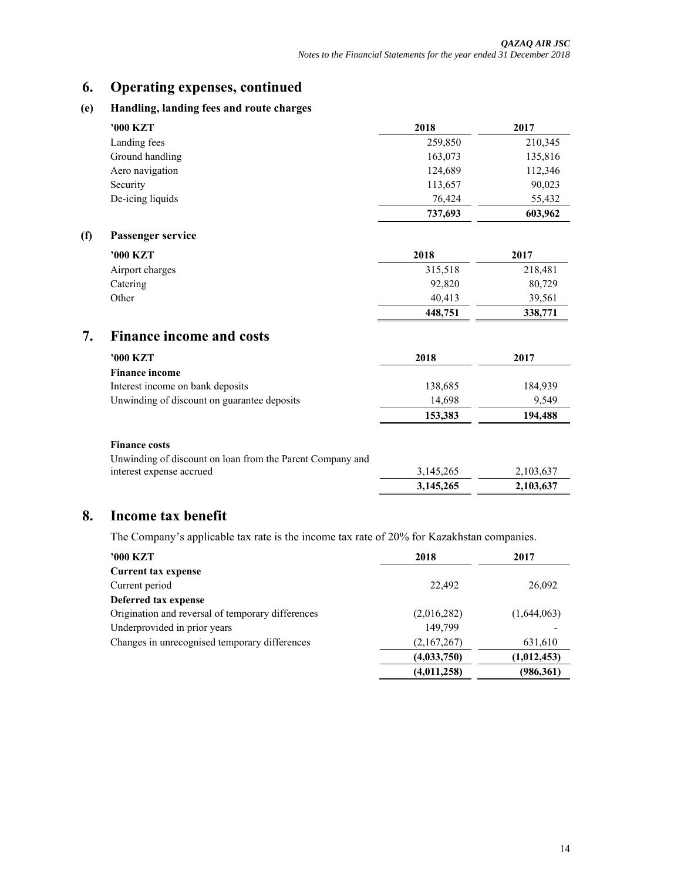# 6. Operating expenses, continued

## (e) Handling, landing fees and route charges

| '000 KZT | 2018 | 2017 |
|---|---|---|
| Landing fees | 259,850 | 210,345 |
| Ground handling | 163,073 | 135,816 |
| Aero navigation | 124,689 | 112,346 |
| Security | 113,657 | 90,023 |
| De-icing liquids | 76,424 | 55,432 |
| | **737,693** | **603,962** |

## (f) Passenger service

| '000 KZT | 2018 | 2017 |
|---|---|---|
| Airport charges | 315,518 | 218,481 |
| Catering | 92,820 | 80,729 |
| Other | 40,413 | 39,561 |
| | **448,751** | **338,771** |

# 7. Finance income and costs

| '000 KZT | 2018 | 2017 |
|---|---|---|
| **Finance income** | | |
| Interest income on bank deposits | 138,685 | 184,939 |
| Unwinding of discount on guarantee deposits | 14,698 | 9,549 |
| | **153,383** | **194,488** |
| | | |
| **Finance costs** | | |
| Unwinding of discount on loan from the Parent Company and interest expense accrued | 3,145,265 | 2,103,637 |
| | **3,145,265** | **2,103,637** |

# 8. Income tax benefit

The Company's applicable tax rate is the income tax rate of 20% for Kazakhstan companies.

| '000 KZT | 2018 | 2017 |
|---|---|---|
| **Current tax expense** | | |
| Current period | 22,492 | 26,092 |
| **Deferred tax expense** | | |
| Origination and reversal of temporary differences | (2,016,282) | (1,644,063) |
| Underprovided in prior years | 149,799 | - |
| Changes in unrecognised temporary differences | (2,167,267) | 631,610 |
| | **(4,033,750)** | **(1,012,453)** |
| | **(4,011,258)** | **(986,361)** |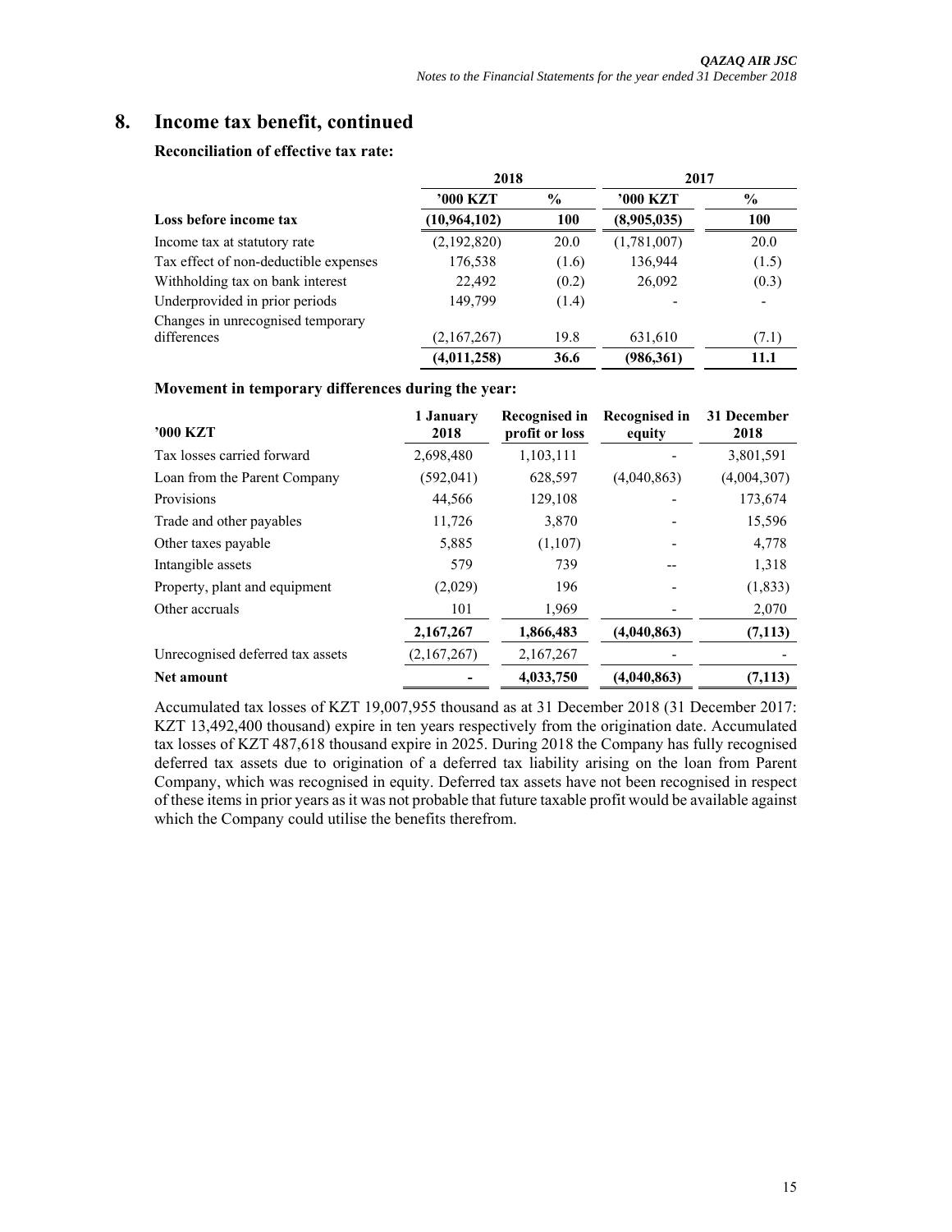## 8. Income tax benefit, continued

**Reconciliation of effective tax rate:**

| | 2018 | | 2017 | |
|---|---|---|---|---|
| | '000 KZT | % | '000 KZT | % |
| **Loss before income tax** | **(10,964,102)** | **100** | **(8,905,035)** | **100** |
| Income tax at statutory rate | (2,192,820) | 20.0 | (1,781,007) | 20.0 |
| Tax effect of non-deductible expenses | 176,538 | (1.6) | 136,944 | (1.5) |
| Withholding tax on bank interest | 22,492 | (0.2) | 26,092 | (0.3) |
| Underprovided in prior periods | 149,799 | (1.4) | - | - |
| Changes in unrecognised temporary differences | (2,167,267) | 19.8 | 631,610 | (7.1) |
| | **(4,011,258)** | **36.6** | **(986,361)** | **11.1** |

**Movement in temporary differences during the year:**

| '000 KZT | 1 January 2018 | Recognised in profit or loss | Recognised in equity | 31 December 2018 |
|---|---|---|---|---|
| Tax losses carried forward | 2,698,480 | 1,103,111 | - | 3,801,591 |
| Loan from the Parent Company | (592,041) | 628,597 | (4,040,863) | (4,004,307) |
| Provisions | 44,566 | 129,108 | - | 173,674 |
| Trade and other payables | 11,726 | 3,870 | - | 15,596 |
| Other taxes payable | 5,885 | (1,107) | - | 4,778 |
| Intangible assets | 579 | 739 | -- | 1,318 |
| Property, plant and equipment | (2,029) | 196 | - | (1,833) |
| Other accruals | 101 | 1,969 | - | 2,070 |
| | **2,167,267** | **1,866,483** | **(4,040,863)** | **(7,113)** |
| Unrecognised deferred tax assets | (2,167,267) | 2,167,267 | - | - |
| **Net amount** | **-** | **4,033,750** | **(4,040,863)** | **(7,113)** |

Accumulated tax losses of KZT 19,007,955 thousand as at 31 December 2018 (31 December 2017: KZT 13,492,400 thousand) expire in ten years respectively from the origination date. Accumulated tax losses of KZT 487,618 thousand expire in 2025. During 2018 the Company has fully recognised deferred tax assets due to origination of a deferred tax liability arising on the loan from Parent Company, which was recognised in equity. Deferred tax assets have not been recognised in respect of these items in prior years as it was not probable that future taxable profit would be available against which the Company could utilise the benefits therefrom.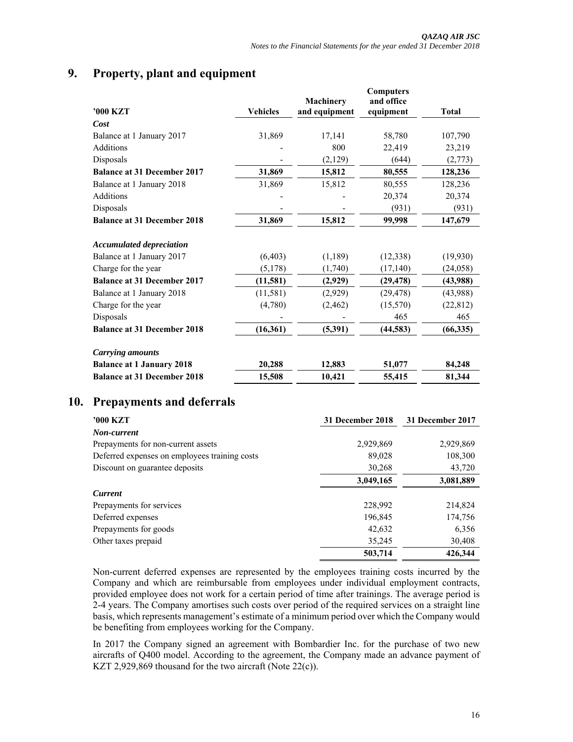## 9. Property, plant and equipment

| '000 KZT | Vehicles | Machinery and equipment | Computers and office equipment | Total |
|---|---|---|---|---|
| ***Cost*** | | | | |
| Balance at 1 January 2017 | 31,869 | 17,141 | 58,780 | 107,790 |
| Additions | - | 800 | 22,419 | 23,219 |
| Disposals | - | (2,129) | (644) | (2,773) |
| **Balance at 31 December 2017** | **31,869** | **15,812** | **80,555** | **128,236** |
| Balance at 1 January 2018 | 31,869 | 15,812 | 80,555 | 128,236 |
| Additions | - | - | 20,374 | 20,374 |
| Disposals | - | - | (931) | (931) |
| **Balance at 31 December 2018** | **31,869** | **15,812** | **99,998** | **147,679** |
| ***Accumulated depreciation*** | | | | |
| Balance at 1 January 2017 | (6,403) | (1,189) | (12,338) | (19,930) |
| Charge for the year | (5,178) | (1,740) | (17,140) | (24,058) |
| **Balance at 31 December 2017** | **(11,581)** | **(2,929)** | **(29,478)** | **(43,988)** |
| Balance at 1 January 2018 | (11,581) | (2,929) | (29,478) | (43,988) |
| Charge for the year | (4,780) | (2,462) | (15,570) | (22,812) |
| Disposals | - | - | 465 | 465 |
| **Balance at 31 December 2018** | **(16,361)** | **(5,391)** | **(44,583)** | **(66,335)** |
| ***Carrying amounts*** | | | | |
| **Balance at 1 January 2018** | **20,288** | **12,883** | **51,077** | **84,248** |
| **Balance at 31 December 2018** | **15,508** | **10,421** | **55,415** | **81,344** |

## 10. Prepayments and deferrals

| '000 KZT | 31 December 2018 | 31 December 2017 |
|---|---|---|
| ***Non-current*** | | |
| Prepayments for non-current assets | 2,929,869 | 2,929,869 |
| Deferred expenses on employees training costs | 89,028 | 108,300 |
| Discount on guarantee deposits | 30,268 | 43,720 |
| | **3,049,165** | **3,081,889** |
| ***Current*** | | |
| Prepayments for services | 228,992 | 214,824 |
| Deferred expenses | 196,845 | 174,756 |
| Prepayments for goods | 42,632 | 6,356 |
| Other taxes prepaid | 35,245 | 30,408 |
| | **503,714** | **426,344** |

Non-current deferred expenses are represented by the employees training costs incurred by the Company and which are reimbursable from employees under individual employment contracts, provided employee does not work for a certain period of time after trainings. The average period is 2-4 years. The Company amortises such costs over period of the required services on a straight line basis, which represents management's estimate of a minimum period over which the Company would be benefiting from employees working for the Company.

In 2017 the Company signed an agreement with Bombardier Inc. for the purchase of two new aircrafts of Q400 model. According to the agreement, the Company made an advance payment of KZT 2,929,869 thousand for the two aircraft (Note 22(c)).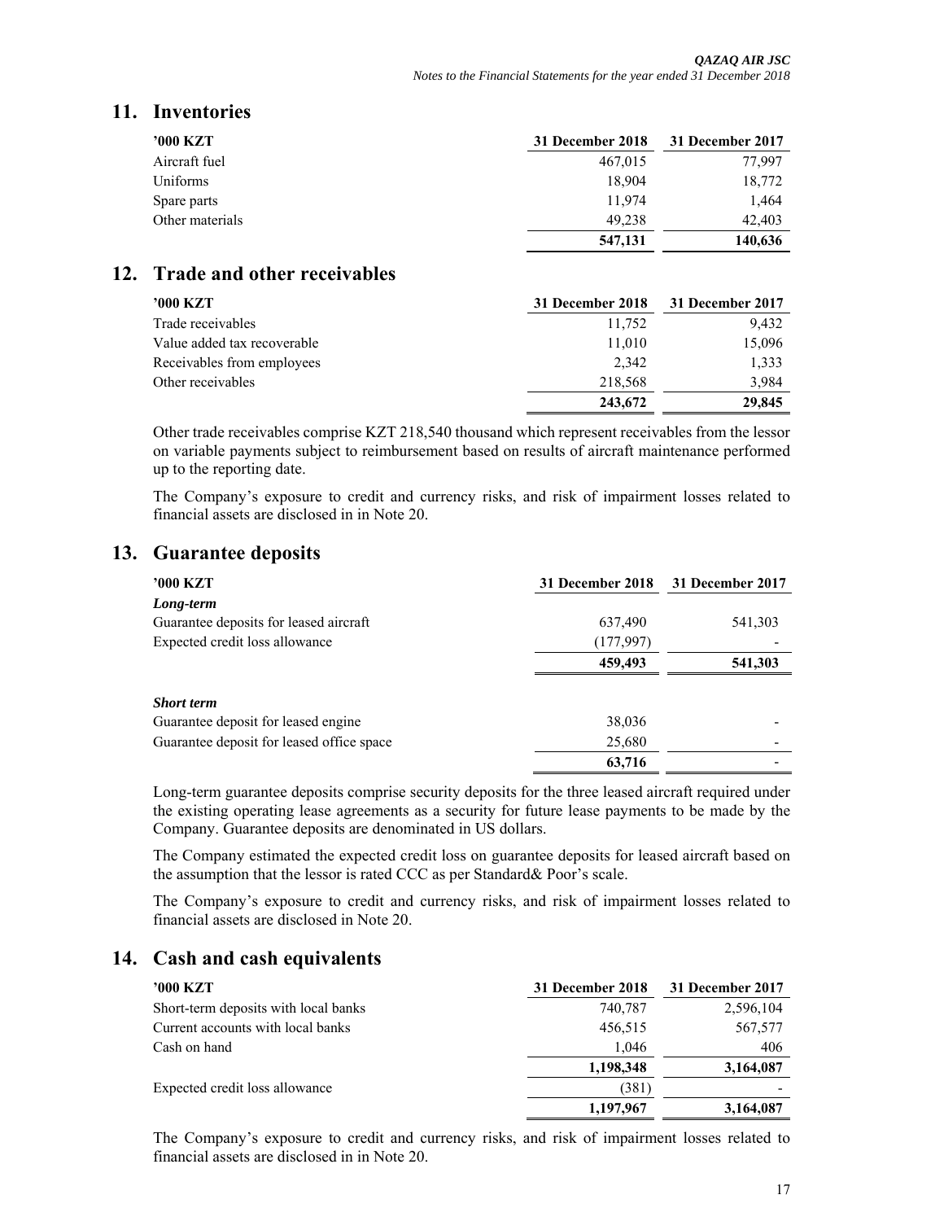## 11. Inventories

| ’000 KZT | 31 December 2018 | 31 December 2017 |
|---|---|---|
| Aircraft fuel | 467,015 | 77,997 |
| Uniforms | 18,904 | 18,772 |
| Spare parts | 11,974 | 1,464 |
| Other materials | 49,238 | 42,403 |
| | **547,131** | **140,636** |

## 12. Trade and other receivables

| ’000 KZT | 31 December 2018 | 31 December 2017 |
|---|---|---|
| Trade receivables | 11,752 | 9,432 |
| Value added tax recoverable | 11,010 | 15,096 |
| Receivables from employees | 2,342 | 1,333 |
| Other receivables | 218,568 | 3,984 |
| | **243,672** | **29,845** |

Other trade receivables comprise KZT 218,540 thousand which represent receivables from the lessor on variable payments subject to reimbursement based on results of aircraft maintenance performed up to the reporting date.

The Company’s exposure to credit and currency risks, and risk of impairment losses related to financial assets are disclosed in in Note 20.

## 13. Guarantee deposits

| ’000 KZT | 31 December 2018 | 31 December 2017 |
|---|---|---|
| ***Long-term*** | | |
| Guarantee deposits for leased aircraft | 637,490 | 541,303 |
| Expected credit loss allowance | (177,997) | - |
| | **459,493** | **541,303** |
| | | |
| ***Short term*** | | |
| Guarantee deposit for leased engine | 38,036 | - |
| Guarantee deposit for leased office space | 25,680 | - |
| | **63,716** | - |

Long-term guarantee deposits comprise security deposits for the three leased aircraft required under the existing operating lease agreements as a security for future lease payments to be made by the Company. Guarantee deposits are denominated in US dollars.

The Company estimated the expected credit loss on guarantee deposits for leased aircraft based on the assumption that the lessor is rated CCC as per Standard& Poor’s scale.

The Company’s exposure to credit and currency risks, and risk of impairment losses related to financial assets are disclosed in in Note 20.

## 14. Cash and cash equivalents

| ’000 KZT | 31 December 2018 | 31 December 2017 |
|---|---|---|
| Short-term deposits with local banks | 740,787 | 2,596,104 |
| Current accounts with local banks | 456,515 | 567,577 |
| Cash on hand | 1,046 | 406 |
| | **1,198,348** | **3,164,087** |
| Expected credit loss allowance | (381) | - |
| | **1,197,967** | **3,164,087** |

The Company’s exposure to credit and currency risks, and risk of impairment losses related to financial assets are disclosed in in Note 20.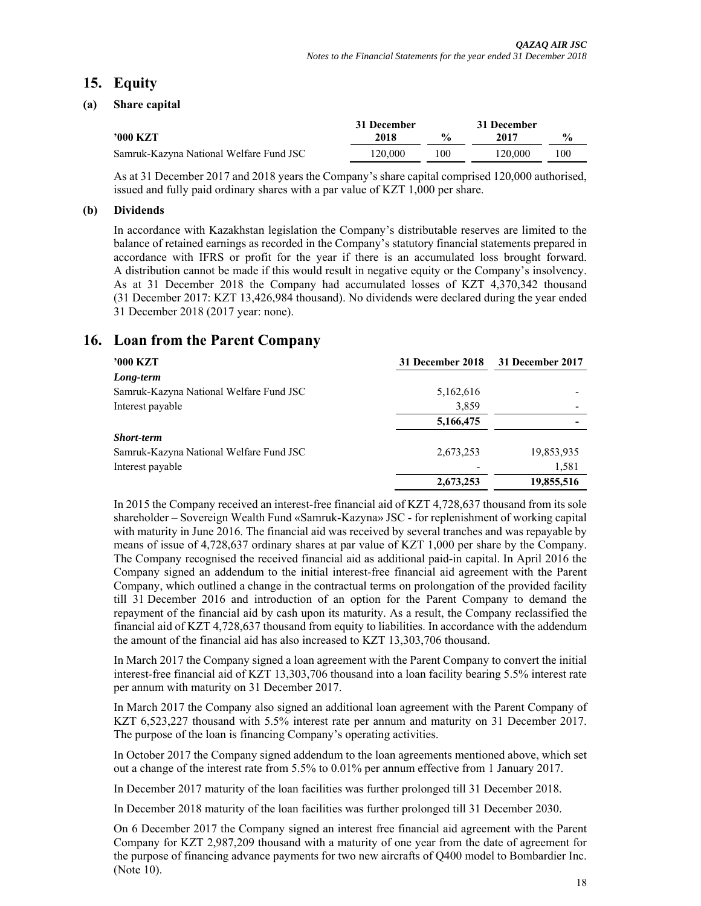## 15. Equity

### (a) Share capital

| '000 KZT | 31 December 2018 | % | 31 December 2017 | % |
|---|---|---|---|---|
| Samruk-Kazyna National Welfare Fund JSC | 120,000 | 100 | 120,000 | 100 |

As at 31 December 2017 and 2018 years the Company's share capital comprised 120,000 authorised, issued and fully paid ordinary shares with a par value of KZT 1,000 per share.

### (b) Dividends

In accordance with Kazakhstan legislation the Company's distributable reserves are limited to the balance of retained earnings as recorded in the Company's statutory financial statements prepared in accordance with IFRS or profit for the year if there is an accumulated loss brought forward. A distribution cannot be made if this would result in negative equity or the Company's insolvency. As at 31 December 2018 the Company had accumulated losses of KZT 4,370,342 thousand (31 December 2017: KZT 13,426,984 thousand). No dividends were declared during the year ended 31 December 2018 (2017 year: none).

## 16. Loan from the Parent Company

| '000 KZT | 31 December 2018 | 31 December 2017 |
|---|---|---|
| ***Long-term*** | | |
| Samruk-Kazyna National Welfare Fund JSC | 5,162,616 | - |
| Interest payable | 3,859 | - |
| | **5,166,475** | **-** |
| ***Short-term*** | | |
| Samruk-Kazyna National Welfare Fund JSC | 2,673,253 | 19,853,935 |
| Interest payable | - | 1,581 |
| | **2,673,253** | **19,855,516** |

In 2015 the Company received an interest-free financial aid of KZT 4,728,637 thousand from its sole shareholder – Sovereign Wealth Fund «Samruk-Kazyna» JSC - for replenishment of working capital with maturity in June 2016. The financial aid was received by several tranches and was repayable by means of issue of 4,728,637 ordinary shares at par value of KZT 1,000 per share by the Company. The Company recognised the received financial aid as additional paid-in capital. In April 2016 the Company signed an addendum to the initial interest-free financial aid agreement with the Parent Company, which outlined a change in the contractual terms on prolongation of the provided facility till 31 December 2016 and introduction of an option for the Parent Company to demand the repayment of the financial aid by cash upon its maturity. As a result, the Company reclassified the financial aid of KZT 4,728,637 thousand from equity to liabilities. In accordance with the addendum the amount of the financial aid has also increased to KZT 13,303,706 thousand.

In March 2017 the Company signed a loan agreement with the Parent Company to convert the initial interest-free financial aid of KZT 13,303,706 thousand into a loan facility bearing 5.5% interest rate per annum with maturity on 31 December 2017.

In March 2017 the Company also signed an additional loan agreement with the Parent Company of KZT 6,523,227 thousand with 5.5% interest rate per annum and maturity on 31 December 2017. The purpose of the loan is financing Company's operating activities.

In October 2017 the Company signed addendum to the loan agreements mentioned above, which set out a change of the interest rate from 5.5% to 0.01% per annum effective from 1 January 2017.

In December 2017 maturity of the loan facilities was further prolonged till 31 December 2018.

In December 2018 maturity of the loan facilities was further prolonged till 31 December 2030.

On 6 December 2017 the Company signed an interest free financial aid agreement with the Parent Company for KZT 2,987,209 thousand with a maturity of one year from the date of agreement for the purpose of financing advance payments for two new aircrafts of Q400 model to Bombardier Inc. (Note 10).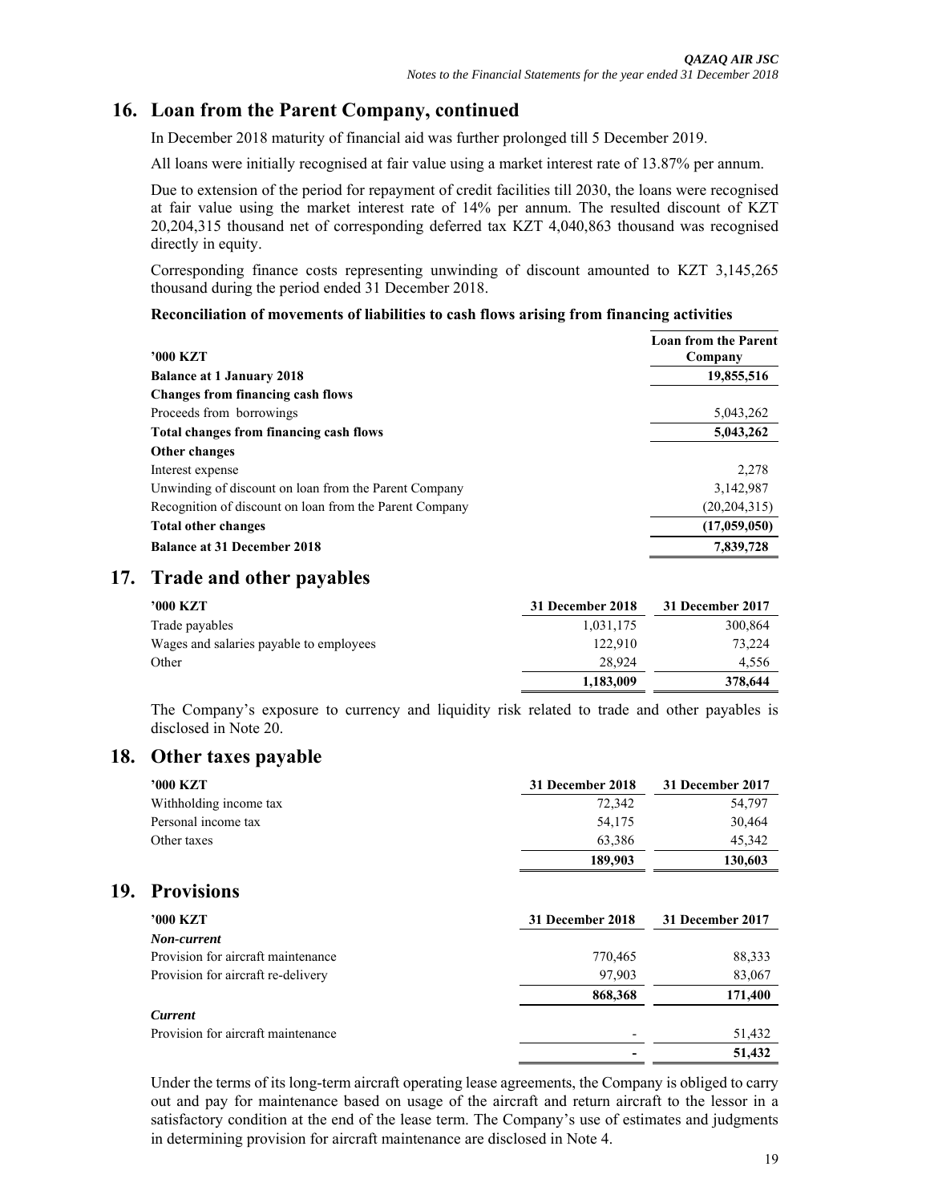## 16. Loan from the Parent Company, continued

In December 2018 maturity of financial aid was further prolonged till 5 December 2019.

All loans were initially recognised at fair value using a market interest rate of 13.87% per annum.

Due to extension of the period for repayment of credit facilities till 2030, the loans were recognised at fair value using the market interest rate of 14% per annum. The resulted discount of KZT 20,204,315 thousand net of corresponding deferred tax KZT 4,040,863 thousand was recognised directly in equity.

Corresponding finance costs representing unwinding of discount amounted to KZT 3,145,265 thousand during the period ended 31 December 2018.

**Reconciliation of movements of liabilities to cash flows arising from financing activities**

| '000 KZT | Loan from the Parent Company |
|---|---|
| **Balance at 1 January 2018** | **19,855,516** |
| **Changes from financing cash flows** | |
| Proceeds from borrowings | 5,043,262 |
| **Total changes from financing cash flows** | **5,043,262** |
| **Other changes** | |
| Interest expense | 2,278 |
| Unwinding of discount on loan from the Parent Company | 3,142,987 |
| Recognition of discount on loan from the Parent Company | (20,204,315) |
| **Total other changes** | **(17,059,050)** |
| **Balance at 31 December 2018** | **7,839,728** |

## 17. Trade and other payables

| '000 KZT | 31 December 2018 | 31 December 2017 |
|---|---|---|
| Trade payables | 1,031,175 | 300,864 |
| Wages and salaries payable to employees | 122,910 | 73,224 |
| Other | 28,924 | 4,556 |
| | **1,183,009** | **378,644** |

The Company's exposure to currency and liquidity risk related to trade and other payables is disclosed in Note 20.

## 18. Other taxes payable

| '000 KZT | 31 December 2018 | 31 December 2017 |
|---|---|---|
| Withholding income tax | 72,342 | 54,797 |
| Personal income tax | 54,175 | 30,464 |
| Other taxes | 63,386 | 45,342 |
| | **189,903** | **130,603** |

## 19. Provisions

| '000 KZT | 31 December 2018 | 31 December 2017 |
|---|---|---|
| ***Non-current*** | | |
| Provision for aircraft maintenance | 770,465 | 88,333 |
| Provision for aircraft re-delivery | 97,903 | 83,067 |
| | **868,368** | **171,400** |
| ***Current*** | | |
| Provision for aircraft maintenance | - | 51,432 |
| | **-** | **51,432** |

Under the terms of its long-term aircraft operating lease agreements, the Company is obliged to carry out and pay for maintenance based on usage of the aircraft and return aircraft to the lessor in a satisfactory condition at the end of the lease term. The Company's use of estimates and judgments in determining provision for aircraft maintenance are disclosed in Note 4.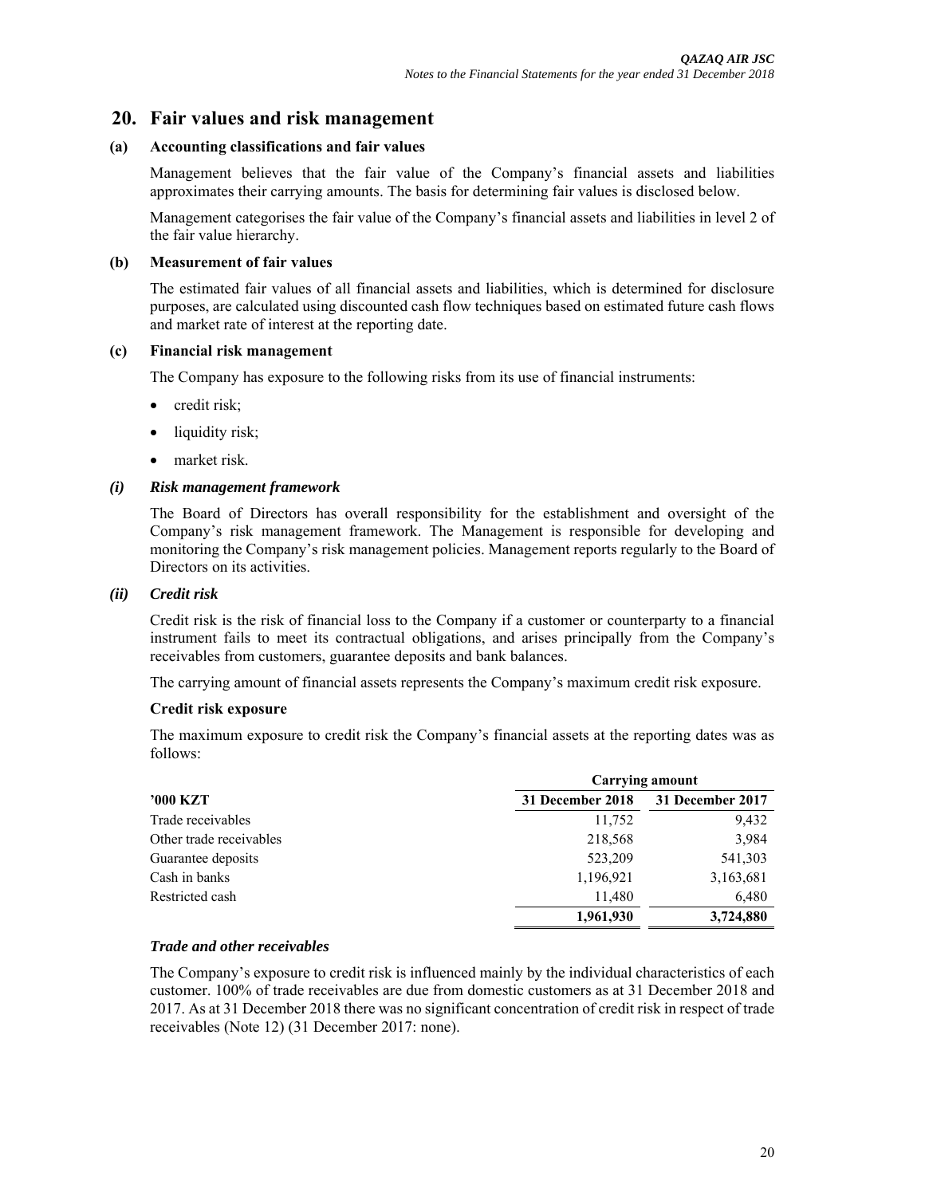## 20. Fair values and risk management

### (a) Accounting classifications and fair values

Management believes that the fair value of the Company's financial assets and liabilities approximates their carrying amounts. The basis for determining fair values is disclosed below.

Management categorises the fair value of the Company's financial assets and liabilities in level 2 of the fair value hierarchy.

### (b) Measurement of fair values

The estimated fair values of all financial assets and liabilities, which is determined for disclosure purposes, are calculated using discounted cash flow techniques based on estimated future cash flows and market rate of interest at the reporting date.

### (c) Financial risk management

The Company has exposure to the following risks from its use of financial instruments:

- credit risk;
- liquidity risk;
- market risk.

### *(i) Risk management framework*

The Board of Directors has overall responsibility for the establishment and oversight of the Company's risk management framework. The Management is responsible for developing and monitoring the Company's risk management policies. Management reports regularly to the Board of Directors on its activities.

### *(ii) Credit risk*

Credit risk is the risk of financial loss to the Company if a customer or counterparty to a financial instrument fails to meet its contractual obligations, and arises principally from the Company's receivables from customers, guarantee deposits and bank balances.

The carrying amount of financial assets represents the Company's maximum credit risk exposure.

**Credit risk exposure**

The maximum exposure to credit risk the Company's financial assets at the reporting dates was as follows:

| | Carrying amount | |
|---|---|---|
| **'000 KZT** | **31 December 2018** | **31 December 2017** |
| Trade receivables | 11,752 | 9,432 |
| Other trade receivables | 218,568 | 3,984 |
| Guarantee deposits | 523,209 | 541,303 |
| Cash in banks | 1,196,921 | 3,163,681 |
| Restricted cash | 11,480 | 6,480 |
| | **1,961,930** | **3,724,880** |

***Trade and other receivables***

The Company's exposure to credit risk is influenced mainly by the individual characteristics of each customer. 100% of trade receivables are due from domestic customers as at 31 December 2018 and 2017. As at 31 December 2018 there was no significant concentration of credit risk in respect of trade receivables (Note 12) (31 December 2017: none).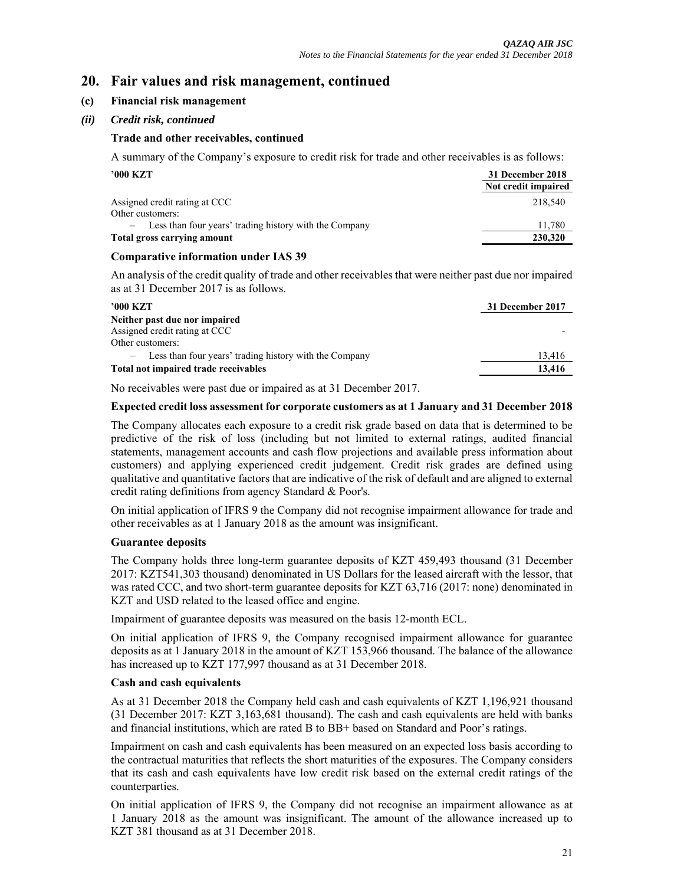# 20. Fair values and risk management, continued

## (c) Financial risk management

### *(ii) Credit risk, continued*

**Trade and other receivables, continued**

A summary of the Company's exposure to credit risk for trade and other receivables is as follows:

| '000 KZT | 31 December 2018 |
|---|---|
| | Not credit impaired |
| Assigned credit rating at CCC | 218,540 |
| Other customers: | |
| – Less than four years' trading history with the Company | 11,780 |
| **Total gross carrying amount** | **230,320** |

**Comparative information under IAS 39**

An analysis of the credit quality of trade and other receivables that were neither past due nor impaired as at 31 December 2017 is as follows.

| '000 KZT | 31 December 2017 |
|---|---|
| **Neither past due nor impaired** | |
| Assigned credit rating at CCC | - |
| Other customers: | |
| – Less than four years' trading history with the Company | 13,416 |
| **Total not impaired trade receivables** | **13,416** |

No receivables were past due or impaired as at 31 December 2017.

**Expected credit loss assessment for corporate customers as at 1 January and 31 December 2018**

The Company allocates each exposure to a credit risk grade based on data that is determined to be predictive of the risk of loss (including but not limited to external ratings, audited financial statements, management accounts and cash flow projections and available press information about customers) and applying experienced credit judgement. Credit risk grades are defined using qualitative and quantitative factors that are indicative of the risk of default and are aligned to external credit rating definitions from agency Standard & Poor's.

On initial application of IFRS 9 the Company did not recognise impairment allowance for trade and other receivables as at 1 January 2018 as the amount was insignificant.

**Guarantee deposits**

The Company holds three long-term guarantee deposits of KZT 459,493 thousand (31 December 2017: KZT541,303 thousand) denominated in US Dollars for the leased aircraft with the lessor, that was rated CCC, and two short-term guarantee deposits for KZT 63,716 (2017: none) denominated in KZT and USD related to the leased office and engine.

Impairment of guarantee deposits was measured on the basis 12-month ECL.

On initial application of IFRS 9, the Company recognised impairment allowance for guarantee deposits as at 1 January 2018 in the amount of KZT 153,966 thousand. The balance of the allowance has increased up to KZT 177,997 thousand as at 31 December 2018.

**Cash and cash equivalents**

As at 31 December 2018 the Company held cash and cash equivalents of KZT 1,196,921 thousand (31 December 2017: KZT 3,163,681 thousand). The cash and cash equivalents are held with banks and financial institutions, which are rated B to BB+ based on Standard and Poor's ratings.

Impairment on cash and cash equivalents has been measured on an expected loss basis according to the contractual maturities that reflects the short maturities of the exposures. The Company considers that its cash and cash equivalents have low credit risk based on the external credit ratings of the counterparties.

On initial application of IFRS 9, the Company did not recognise an impairment allowance as at 1 January 2018 as the amount was insignificant. The amount of the allowance increased up to KZT 381 thousand as at 31 December 2018.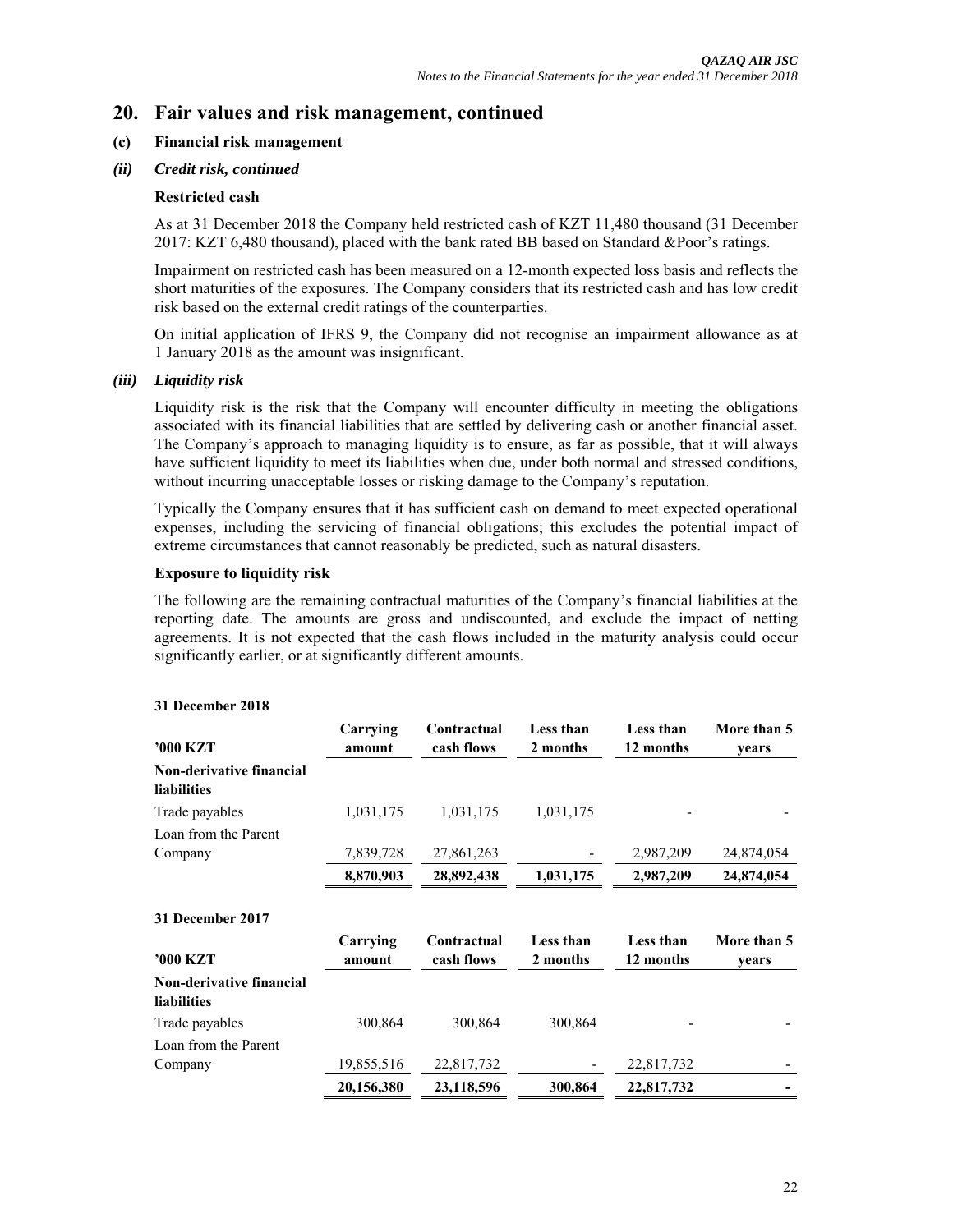## 20. Fair values and risk management, continued

### (c) Financial risk management

### *(ii) Credit risk, continued*

**Restricted cash**

As at 31 December 2018 the Company held restricted cash of KZT 11,480 thousand (31 December 2017: KZT 6,480 thousand), placed with the bank rated BB based on Standard &Poor's ratings.

Impairment on restricted cash has been measured on a 12-month expected loss basis and reflects the short maturities of the exposures. The Company considers that its restricted cash and has low credit risk based on the external credit ratings of the counterparties.

On initial application of IFRS 9, the Company did not recognise an impairment allowance as at 1 January 2018 as the amount was insignificant.

### *(iii) Liquidity risk*

Liquidity risk is the risk that the Company will encounter difficulty in meeting the obligations associated with its financial liabilities that are settled by delivering cash or another financial asset. The Company's approach to managing liquidity is to ensure, as far as possible, that it will always have sufficient liquidity to meet its liabilities when due, under both normal and stressed conditions, without incurring unacceptable losses or risking damage to the Company's reputation.

Typically the Company ensures that it has sufficient cash on demand to meet expected operational expenses, including the servicing of financial obligations; this excludes the potential impact of extreme circumstances that cannot reasonably be predicted, such as natural disasters.

**Exposure to liquidity risk**

The following are the remaining contractual maturities of the Company's financial liabilities at the reporting date. The amounts are gross and undiscounted, and exclude the impact of netting agreements. It is not expected that the cash flows included in the maturity analysis could occur significantly earlier, or at significantly different amounts.

**31 December 2018**

| '000 KZT | Carrying amount | Contractual cash flows | Less than 2 months | Less than 12 months | More than 5 years |
|---|---|---|---|---|---|
| **Non-derivative financial liabilities** | | | | | |
| Trade payables | 1,031,175 | 1,031,175 | 1,031,175 | - | - |
| Loan from the Parent Company | 7,839,728 | 27,861,263 | - | 2,987,209 | 24,874,054 |
| | **8,870,903** | **28,892,438** | **1,031,175** | **2,987,209** | **24,874,054** |

**31 December 2017**

| '000 KZT | Carrying amount | Contractual cash flows | Less than 2 months | Less than 12 months | More than 5 years |
|---|---|---|---|---|---|
| **Non-derivative financial liabilities** | | | | | |
| Trade payables | 300,864 | 300,864 | 300,864 | - | - |
| Loan from the Parent Company | 19,855,516 | 22,817,732 | - | 22,817,732 | - |
| | **20,156,380** | **23,118,596** | **300,864** | **22,817,732** | **-** |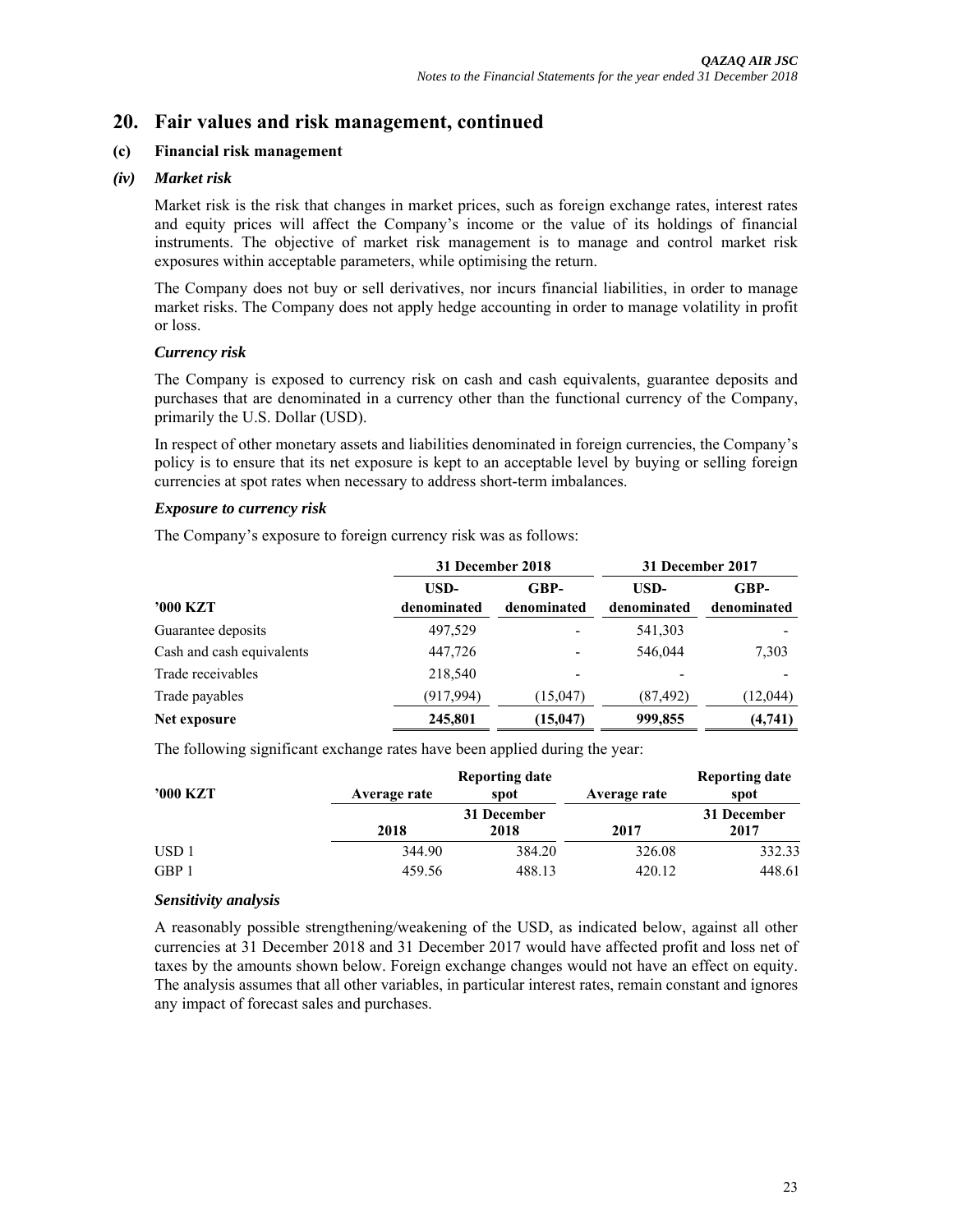## 20. Fair values and risk management, continued

### (c) Financial risk management

#### *(iv) Market risk*

Market risk is the risk that changes in market prices, such as foreign exchange rates, interest rates and equity prices will affect the Company's income or the value of its holdings of financial instruments. The objective of market risk management is to manage and control market risk exposures within acceptable parameters, while optimising the return.

The Company does not buy or sell derivatives, nor incurs financial liabilities, in order to manage market risks. The Company does not apply hedge accounting in order to manage volatility in profit or loss.

***Currency risk***

The Company is exposed to currency risk on cash and cash equivalents, guarantee deposits and purchases that are denominated in a currency other than the functional currency of the Company, primarily the U.S. Dollar (USD).

In respect of other monetary assets and liabilities denominated in foreign currencies, the Company's policy is to ensure that its net exposure is kept to an acceptable level by buying or selling foreign currencies at spot rates when necessary to address short-term imbalances.

***Exposure to currency risk***

The Company's exposure to foreign currency risk was as follows:

| | 31 December 2018 | | 31 December 2017 | |
|---|---|---|---|---|
| **'000 KZT** | **USD-denominated** | **GBP-denominated** | **USD-denominated** | **GBP-denominated** |
| Guarantee deposits | 497,529 | - | 541,303 | - |
| Cash and cash equivalents | 447,726 | - | 546,044 | 7,303 |
| Trade receivables | 218,540 | - | - | - |
| Trade payables | (917,994) | (15,047) | (87,492) | (12,044) |
| **Net exposure** | **245,801** | **(15,047)** | **999,855** | **(4,741)** |

The following significant exchange rates have been applied during the year:

| **'000 KZT** | **Average rate** | **Reporting date spot** | **Average rate** | **Reporting date spot** |
|---|---|---|---|---|
| | **2018** | **31 December 2018** | **2017** | **31 December 2017** |
| USD 1 | 344.90 | 384.20 | 326.08 | 332.33 |
| GBP 1 | 459.56 | 488.13 | 420.12 | 448.61 |

***Sensitivity analysis***

A reasonably possible strengthening/weakening of the USD, as indicated below, against all other currencies at 31 December 2018 and 31 December 2017 would have affected profit and loss net of taxes by the amounts shown below. Foreign exchange changes would not have an effect on equity. The analysis assumes that all other variables, in particular interest rates, remain constant and ignores any impact of forecast sales and purchases.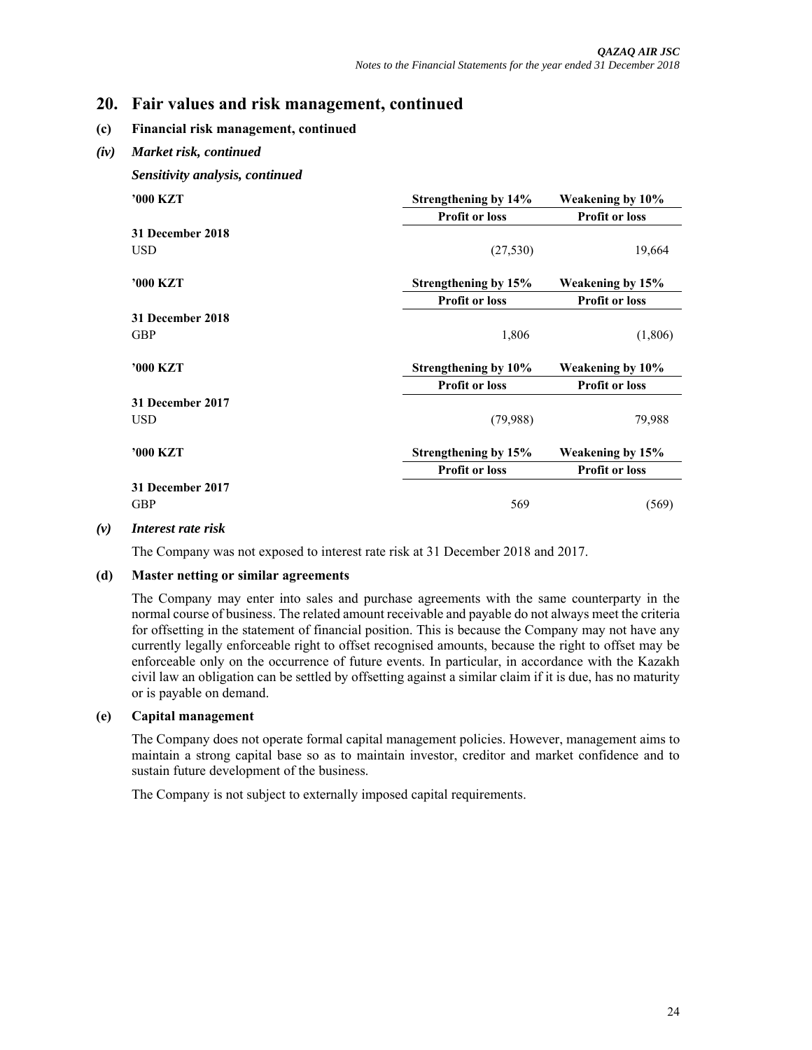## 20. Fair values and risk management, continued

**(c) Financial risk management, continued**

***(iv) Market risk, continued***

***Sensitivity analysis, continued***

| '000 KZT | Strengthening by 14% | Weakening by 10% |
|---|---|---|
| | Profit or loss | Profit or loss |
| **31 December 2018** | | |
| USD | (27,530) | 19,664 |

| '000 KZT | Strengthening by 15% | Weakening by 15% |
|---|---|---|
| | Profit or loss | Profit or loss |
| **31 December 2018** | | |
| GBP | 1,806 | (1,806) |

| '000 KZT | Strengthening by 10% | Weakening by 10% |
|---|---|---|
| | Profit or loss | Profit or loss |
| **31 December 2017** | | |
| USD | (79,988) | 79,988 |

| '000 KZT | Strengthening by 15% | Weakening by 15% |
|---|---|---|
| | Profit or loss | Profit or loss |
| **31 December 2017** | | |
| GBP | 569 | (569) |

***(v) Interest rate risk***

The Company was not exposed to interest rate risk at 31 December 2018 and 2017.

**(d) Master netting or similar agreements**

The Company may enter into sales and purchase agreements with the same counterparty in the normal course of business. The related amount receivable and payable do not always meet the criteria for offsetting in the statement of financial position. This is because the Company may not have any currently legally enforceable right to offset recognised amounts, because the right to offset may be enforceable only on the occurrence of future events. In particular, in accordance with the Kazakh civil law an obligation can be settled by offsetting against a similar claim if it is due, has no maturity or is payable on demand.

**(e) Capital management**

The Company does not operate formal capital management policies. However, management aims to maintain a strong capital base so as to maintain investor, creditor and market confidence and to sustain future development of the business.

The Company is not subject to externally imposed capital requirements.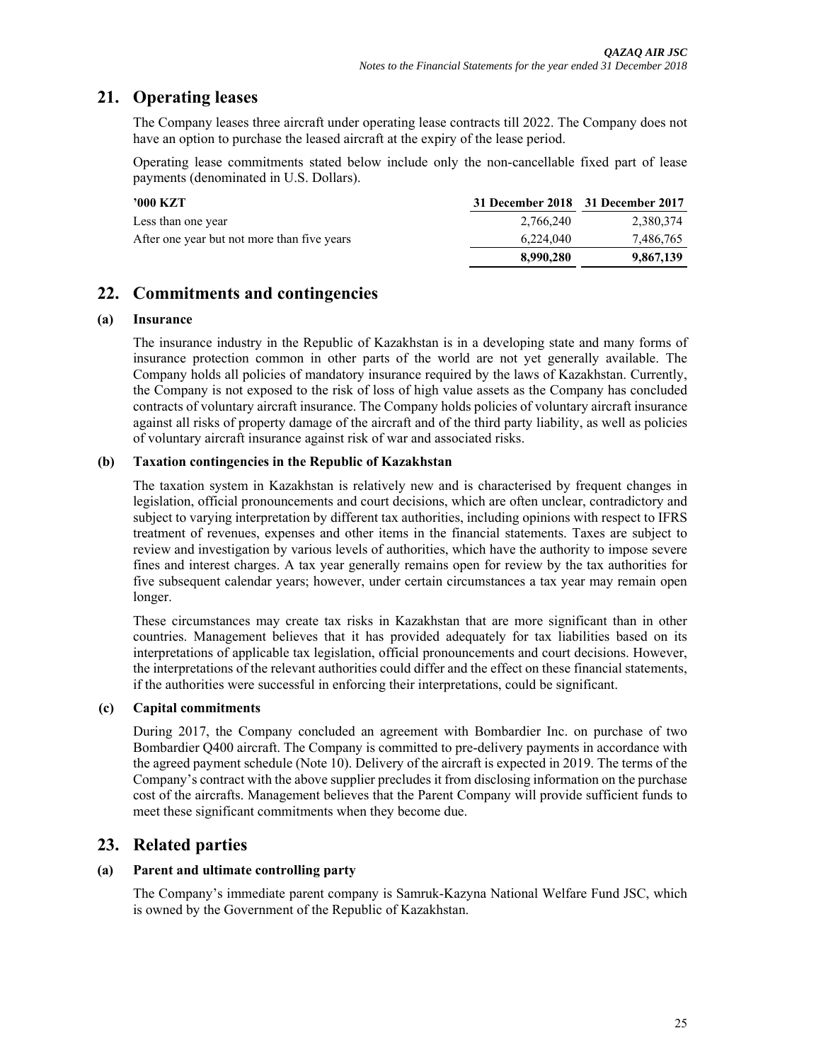## 21. Operating leases

The Company leases three aircraft under operating lease contracts till 2022. The Company does not have an option to purchase the leased aircraft at the expiry of the lease period.

Operating lease commitments stated below include only the non-cancellable fixed part of lease payments (denominated in U.S. Dollars).

| ’000 KZT | 31 December 2018 | 31 December 2017 |
|---|---|---|
| Less than one year | 2,766,240 | 2,380,374 |
| After one year but not more than five years | 6,224,040 | 7,486,765 |
| | **8,990,280** | **9,867,139** |

## 22. Commitments and contingencies

### (a) Insurance

The insurance industry in the Republic of Kazakhstan is in a developing state and many forms of insurance protection common in other parts of the world are not yet generally available. The Company holds all policies of mandatory insurance required by the laws of Kazakhstan. Currently, the Company is not exposed to the risk of loss of high value assets as the Company has concluded contracts of voluntary aircraft insurance. The Company holds policies of voluntary aircraft insurance against all risks of property damage of the aircraft and of the third party liability, as well as policies of voluntary aircraft insurance against risk of war and associated risks.

### (b) Taxation contingencies in the Republic of Kazakhstan

The taxation system in Kazakhstan is relatively new and is characterised by frequent changes in legislation, official pronouncements and court decisions, which are often unclear, contradictory and subject to varying interpretation by different tax authorities, including opinions with respect to IFRS treatment of revenues, expenses and other items in the financial statements. Taxes are subject to review and investigation by various levels of authorities, which have the authority to impose severe fines and interest charges. A tax year generally remains open for review by the tax authorities for five subsequent calendar years; however, under certain circumstances a tax year may remain open longer.

These circumstances may create tax risks in Kazakhstan that are more significant than in other countries. Management believes that it has provided adequately for tax liabilities based on its interpretations of applicable tax legislation, official pronouncements and court decisions. However, the interpretations of the relevant authorities could differ and the effect on these financial statements, if the authorities were successful in enforcing their interpretations, could be significant.

### (c) Capital commitments

During 2017, the Company concluded an agreement with Bombardier Inc. on purchase of two Bombardier Q400 aircraft. The Company is committed to pre-delivery payments in accordance with the agreed payment schedule (Note 10). Delivery of the aircraft is expected in 2019. The terms of the Company’s contract with the above supplier precludes it from disclosing information on the purchase cost of the aircrafts. Management believes that the Parent Company will provide sufficient funds to meet these significant commitments when they become due.

## 23. Related parties

### (a) Parent and ultimate controlling party

The Company’s immediate parent company is Samruk-Kazyna National Welfare Fund JSC, which is owned by the Government of the Republic of Kazakhstan.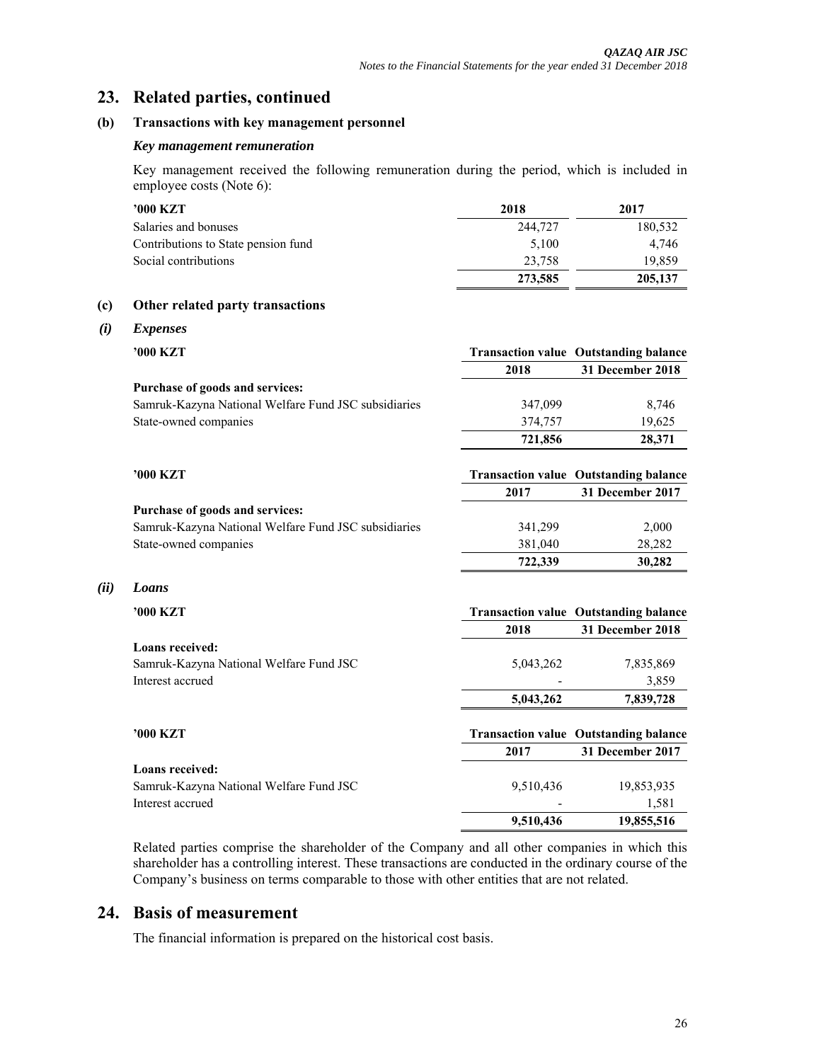# 23. Related parties, continued

## (b) Transactions with key management personnel

### *Key management remuneration*

Key management received the following remuneration during the period, which is included in employee costs (Note 6):

| ’000 KZT | 2018 | 2017 |
|---|---|---|
| Salaries and bonuses | 244,727 | 180,532 |
| Contributions to State pension fund | 5,100 | 4,746 |
| Social contributions | 23,758 | 19,859 |
| | **273,585** | **205,137** |

## (c) Other related party transactions

### *(i) Expenses*

| ’000 KZT | Transaction value | Outstanding balance |
|---|---|---|
| | 2018 | 31 December 2018 |
| **Purchase of goods and services:** | | |
| Samruk-Kazyna National Welfare Fund JSC subsidiaries | 347,099 | 8,746 |
| State-owned companies | 374,757 | 19,625 |
| | **721,856** | **28,371** |

| ’000 KZT | Transaction value | Outstanding balance |
|---|---|---|
| | 2017 | 31 December 2017 |
| **Purchase of goods and services:** | | |
| Samruk-Kazyna National Welfare Fund JSC subsidiaries | 341,299 | 2,000 |
| State-owned companies | 381,040 | 28,282 |
| | **722,339** | **30,282** |

### *(ii) Loans*

| ’000 KZT | Transaction value | Outstanding balance |
|---|---|---|
| | 2018 | 31 December 2018 |
| **Loans received:** | | |
| Samruk-Kazyna National Welfare Fund JSC | 5,043,262 | 7,835,869 |
| Interest accrued | - | 3,859 |
| | **5,043,262** | **7,839,728** |

| ’000 KZT | Transaction value | Outstanding balance |
|---|---|---|
| | 2017 | 31 December 2017 |
| **Loans received:** | | |
| Samruk-Kazyna National Welfare Fund JSC | 9,510,436 | 19,853,935 |
| Interest accrued | - | 1,581 |
| | **9,510,436** | **19,855,516** |

Related parties comprise the shareholder of the Company and all other companies in which this shareholder has a controlling interest. These transactions are conducted in the ordinary course of the Company’s business on terms comparable to those with other entities that are not related.

# 24. Basis of measurement

The financial information is prepared on the historical cost basis.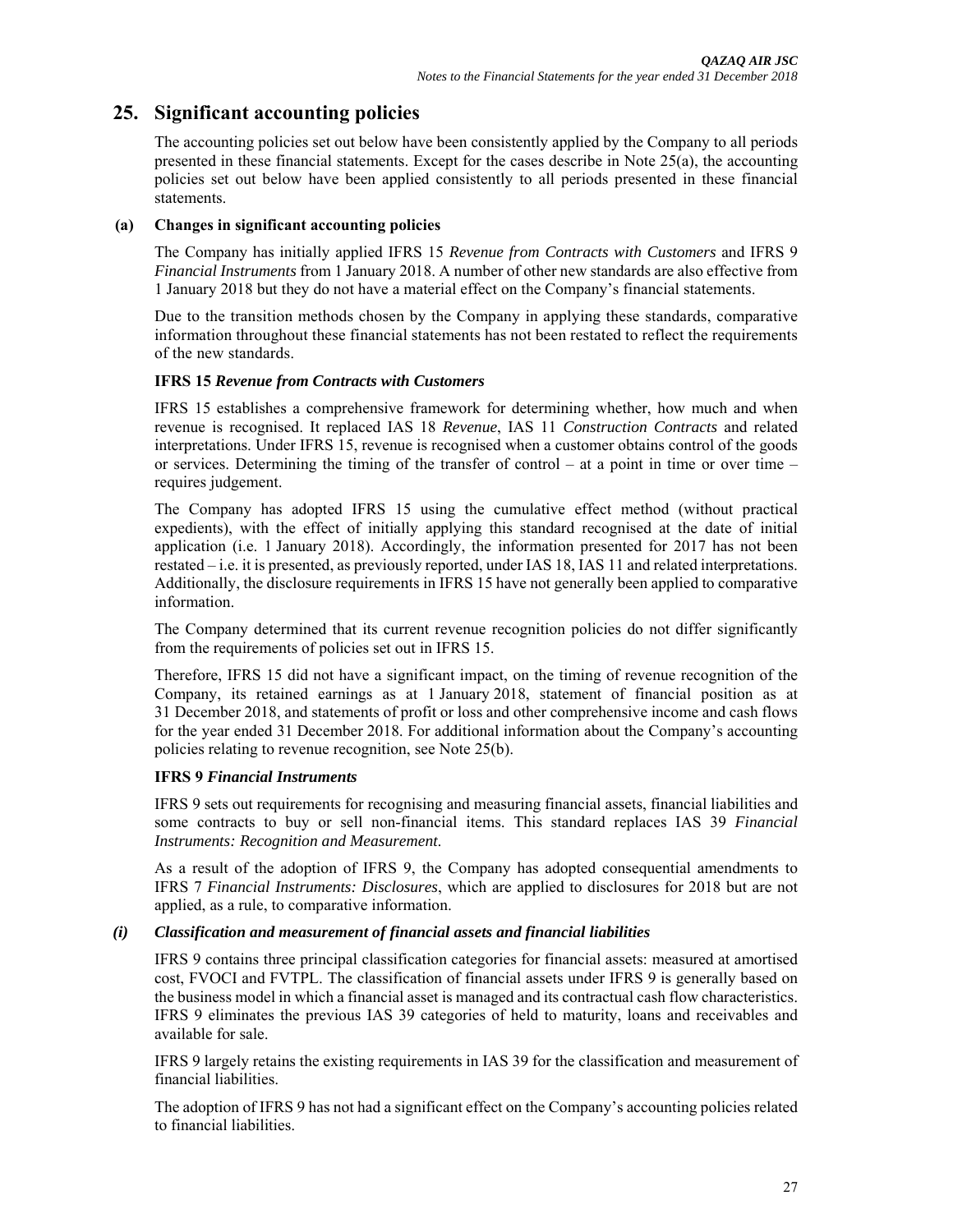## 25. Significant accounting policies

The accounting policies set out below have been consistently applied by the Company to all periods presented in these financial statements. Except for the cases describe in Note 25(a), the accounting policies set out below have been applied consistently to all periods presented in these financial statements.

### (a) Changes in significant accounting policies

The Company has initially applied IFRS 15 *Revenue from Contracts with Customers* and IFRS 9 *Financial Instruments* from 1 January 2018. A number of other new standards are also effective from 1 January 2018 but they do not have a material effect on the Company's financial statements.

Due to the transition methods chosen by the Company in applying these standards, comparative information throughout these financial statements has not been restated to reflect the requirements of the new standards.

**IFRS 15 *Revenue from Contracts with Customers***

IFRS 15 establishes a comprehensive framework for determining whether, how much and when revenue is recognised. It replaced IAS 18 *Revenue*, IAS 11 *Construction Contracts* and related interpretations. Under IFRS 15, revenue is recognised when a customer obtains control of the goods or services. Determining the timing of the transfer of control – at a point in time or over time – requires judgement.

The Company has adopted IFRS 15 using the cumulative effect method (without practical expedients), with the effect of initially applying this standard recognised at the date of initial application (i.e. 1 January 2018). Accordingly, the information presented for 2017 has not been restated – i.e. it is presented, as previously reported, under IAS 18, IAS 11 and related interpretations. Additionally, the disclosure requirements in IFRS 15 have not generally been applied to comparative information.

The Company determined that its current revenue recognition policies do not differ significantly from the requirements of policies set out in IFRS 15.

Therefore, IFRS 15 did not have a significant impact, on the timing of revenue recognition of the Company, its retained earnings as at 1 January 2018, statement of financial position as at 31 December 2018, and statements of profit or loss and other comprehensive income and cash flows for the year ended 31 December 2018. For additional information about the Company's accounting policies relating to revenue recognition, see Note 25(b).

**IFRS 9 *Financial Instruments***

IFRS 9 sets out requirements for recognising and measuring financial assets, financial liabilities and some contracts to buy or sell non-financial items. This standard replaces IAS 39 *Financial Instruments: Recognition and Measurement*.

As a result of the adoption of IFRS 9, the Company has adopted consequential amendments to IFRS 7 *Financial Instruments: Disclosures*, which are applied to disclosures for 2018 but are not applied, as a rule, to comparative information.

#### *(i) Classification and measurement of financial assets and financial liabilities*

IFRS 9 contains three principal classification categories for financial assets: measured at amortised cost, FVOCI and FVTPL. The classification of financial assets under IFRS 9 is generally based on the business model in which a financial asset is managed and its contractual cash flow characteristics. IFRS 9 eliminates the previous IAS 39 categories of held to maturity, loans and receivables and available for sale.

IFRS 9 largely retains the existing requirements in IAS 39 for the classification and measurement of financial liabilities.

The adoption of IFRS 9 has not had a significant effect on the Company's accounting policies related to financial liabilities.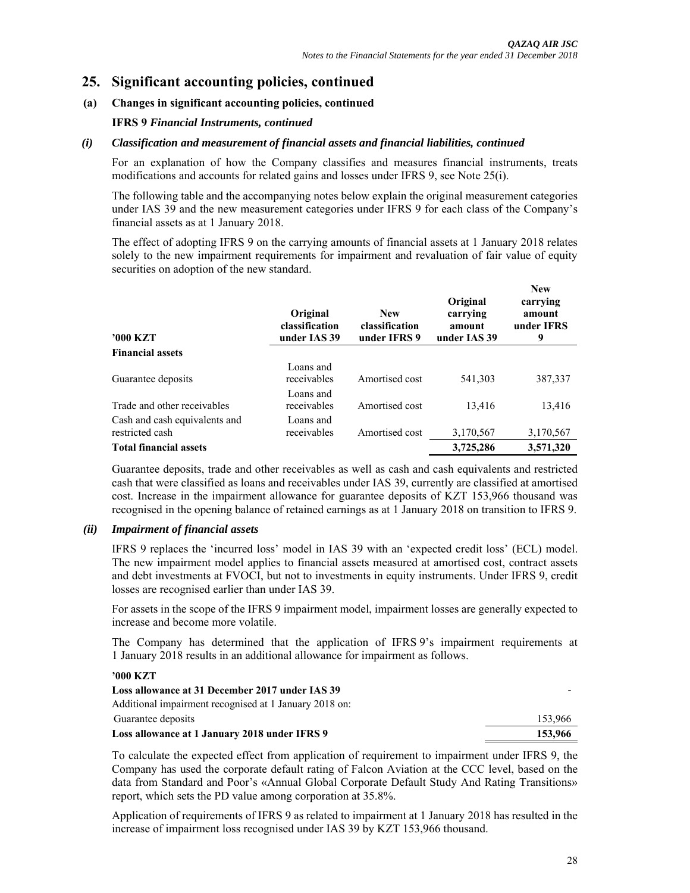## 25. Significant accounting policies, continued

### (a) Changes in significant accounting policies, continued

**IFRS 9** ***Financial Instruments, continued***

#### *(i) Classification and measurement of financial assets and financial liabilities, continued*

For an explanation of how the Company classifies and measures financial instruments, treats modifications and accounts for related gains and losses under IFRS 9, see Note 25(i).

The following table and the accompanying notes below explain the original measurement categories under IAS 39 and the new measurement categories under IFRS 9 for each class of the Company's financial assets as at 1 January 2018.

The effect of adopting IFRS 9 on the carrying amounts of financial assets at 1 January 2018 relates solely to the new impairment requirements for impairment and revaluation of fair value of equity securities on adoption of the new standard.

| '000 KZT | Original classification under IAS 39 | New classification under IFRS 9 | Original carrying amount under IAS 39 | New carrying amount under IFRS 9 |
|---|---|---|---|---|
| **Financial assets** | | | | |
| Guarantee deposits | Loans and receivables | Amortised cost | 541,303 | 387,337 |
| Trade and other receivables | Loans and receivables | Amortised cost | 13,416 | 13,416 |
| Cash and cash equivalents and restricted cash | Loans and receivables | Amortised cost | 3,170,567 | 3,170,567 |
| **Total financial assets** | | | **3,725,286** | **3,571,320** |

Guarantee deposits, trade and other receivables as well as cash and cash equivalents and restricted cash that were classified as loans and receivables under IAS 39, currently are classified at amortised cost. Increase in the impairment allowance for guarantee deposits of KZT 153,966 thousand was recognised in the opening balance of retained earnings as at 1 January 2018 on transition to IFRS 9.

#### *(ii) Impairment of financial assets*

IFRS 9 replaces the 'incurred loss' model in IAS 39 with an 'expected credit loss' (ECL) model. The new impairment model applies to financial assets measured at amortised cost, contract assets and debt investments at FVOCI, but not to investments in equity instruments. Under IFRS 9, credit losses are recognised earlier than under IAS 39.

For assets in the scope of the IFRS 9 impairment model, impairment losses are generally expected to increase and become more volatile.

The Company has determined that the application of IFRS 9's impairment requirements at 1 January 2018 results in an additional allowance for impairment as follows.

| '000 KZT | |
|---|---|
| **Loss allowance at 31 December 2017 under IAS 39** | - |
| Additional impairment recognised at 1 January 2018 on: | |
| Guarantee deposits | 153,966 |
| **Loss allowance at 1 January 2018 under IFRS 9** | **153,966** |

To calculate the expected effect from application of requirement to impairment under IFRS 9, the Company has used the corporate default rating of Falcon Aviation at the CCC level, based on the data from Standard and Poor's «Annual Global Corporate Default Study And Rating Transitions» report, which sets the PD value among corporation at 35.8%.

Application of requirements of IFRS 9 as related to impairment at 1 January 2018 has resulted in the increase of impairment loss recognised under IAS 39 by KZT 153,966 thousand.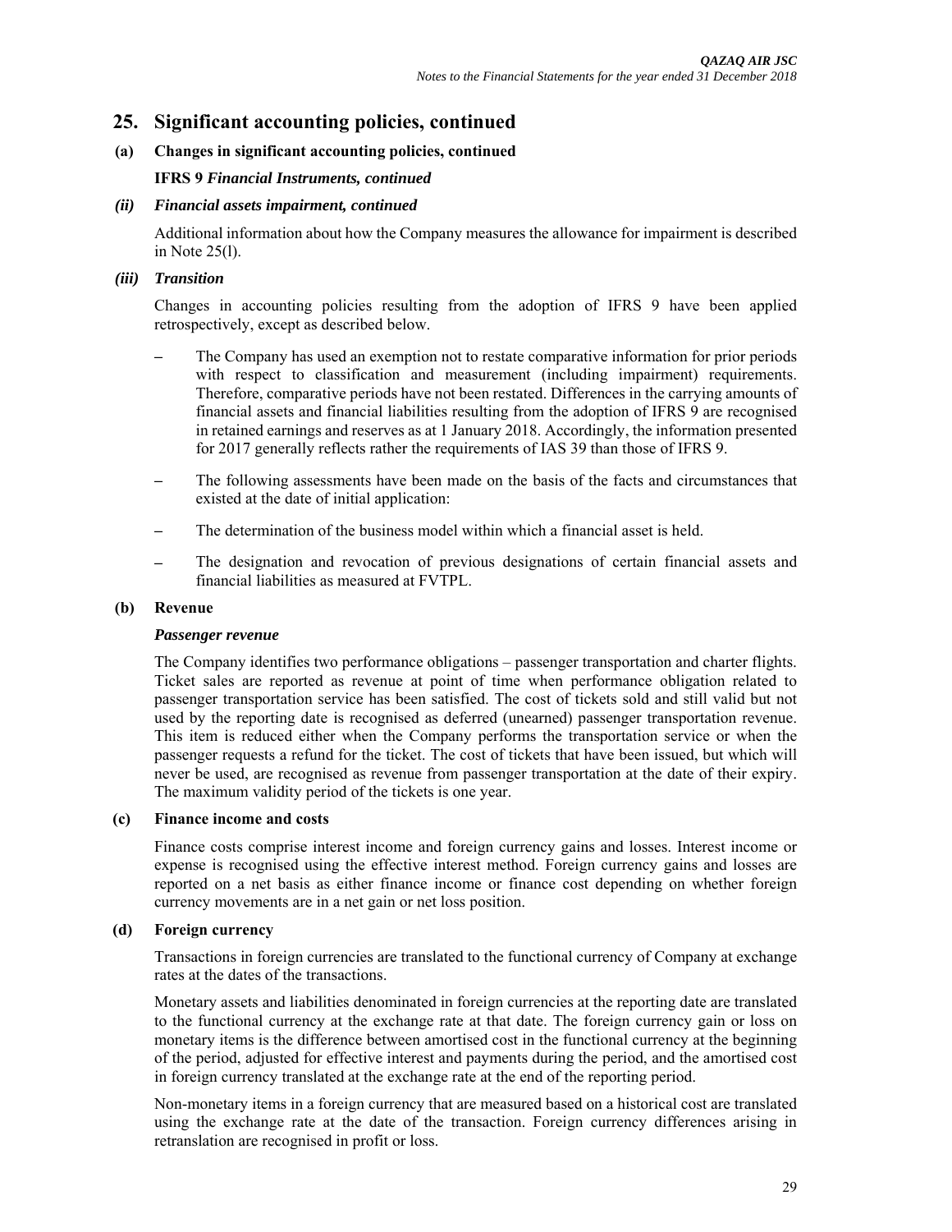## 25. Significant accounting policies, continued

### (a) Changes in significant accounting policies, continued

**IFRS 9 *Financial Instruments, continued***

#### *(ii) Financial assets impairment, continued*

Additional information about how the Company measures the allowance for impairment is described in Note 25(l).

#### *(iii) Transition*

Changes in accounting policies resulting from the adoption of IFRS 9 have been applied retrospectively, except as described below.

- The Company has used an exemption not to restate comparative information for prior periods with respect to classification and measurement (including impairment) requirements. Therefore, comparative periods have not been restated. Differences in the carrying amounts of financial assets and financial liabilities resulting from the adoption of IFRS 9 are recognised in retained earnings and reserves as at 1 January 2018. Accordingly, the information presented for 2017 generally reflects rather the requirements of IAS 39 than those of IFRS 9.
- The following assessments have been made on the basis of the facts and circumstances that existed at the date of initial application:
- The determination of the business model within which a financial asset is held.
- The designation and revocation of previous designations of certain financial assets and financial liabilities as measured at FVTPL.

### (b) Revenue

***Passenger revenue***

The Company identifies two performance obligations – passenger transportation and charter flights. Ticket sales are reported as revenue at point of time when performance obligation related to passenger transportation service has been satisfied. The cost of tickets sold and still valid but not used by the reporting date is recognised as deferred (unearned) passenger transportation revenue. This item is reduced either when the Company performs the transportation service or when the passenger requests a refund for the ticket. The cost of tickets that have been issued, but which will never be used, are recognised as revenue from passenger transportation at the date of their expiry. The maximum validity period of the tickets is one year.

### (c) Finance income and costs

Finance costs comprise interest income and foreign currency gains and losses. Interest income or expense is recognised using the effective interest method. Foreign currency gains and losses are reported on a net basis as either finance income or finance cost depending on whether foreign currency movements are in a net gain or net loss position.

### (d) Foreign currency

Transactions in foreign currencies are translated to the functional currency of Company at exchange rates at the dates of the transactions.

Monetary assets and liabilities denominated in foreign currencies at the reporting date are translated to the functional currency at the exchange rate at that date. The foreign currency gain or loss on monetary items is the difference between amortised cost in the functional currency at the beginning of the period, adjusted for effective interest and payments during the period, and the amortised cost in foreign currency translated at the exchange rate at the end of the reporting period.

Non-monetary items in a foreign currency that are measured based on a historical cost are translated using the exchange rate at the date of the transaction. Foreign currency differences arising in retranslation are recognised in profit or loss.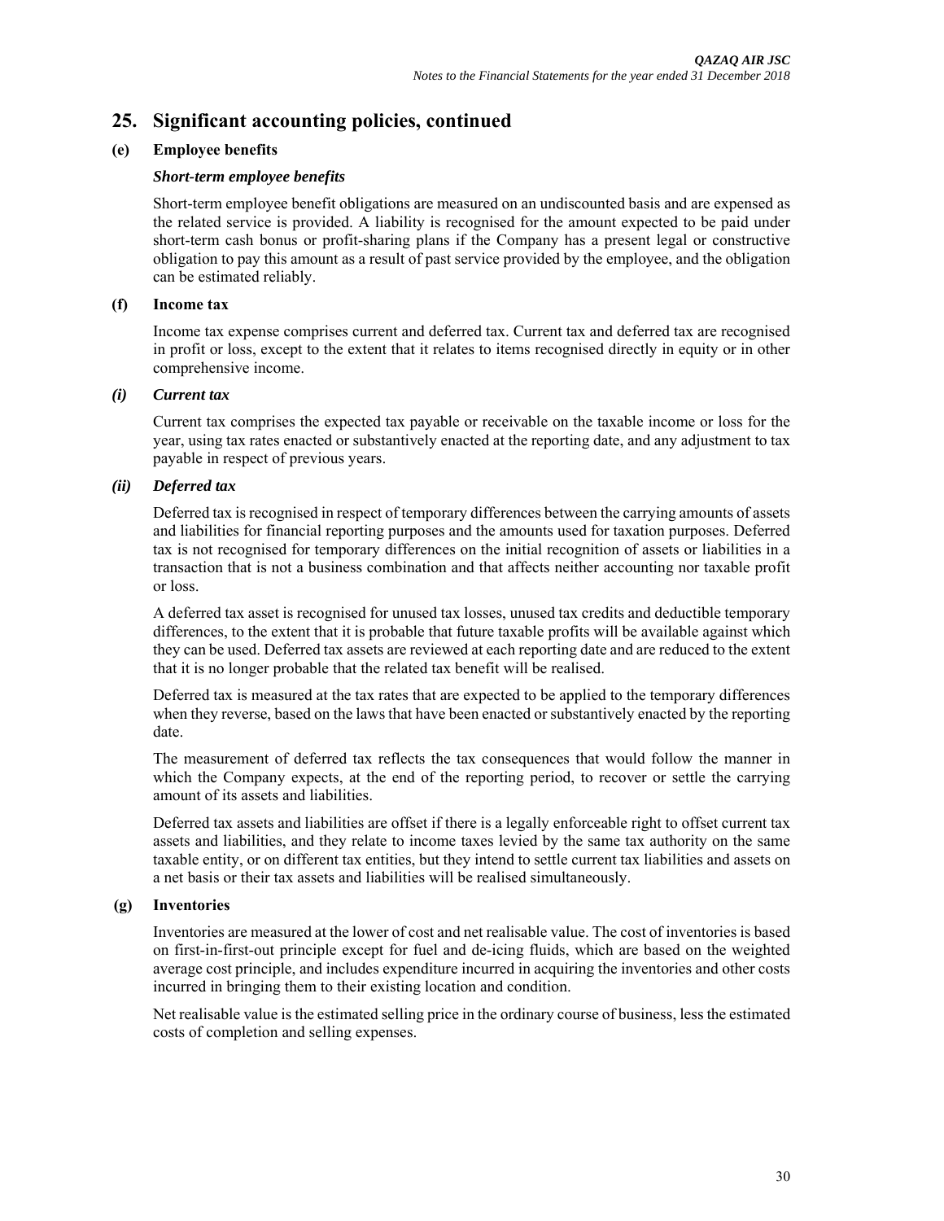## 25. Significant accounting policies, continued

### (e) Employee benefits

***Short-term employee benefits***

Short-term employee benefit obligations are measured on an undiscounted basis and are expensed as the related service is provided. A liability is recognised for the amount expected to be paid under short-term cash bonus or profit-sharing plans if the Company has a present legal or constructive obligation to pay this amount as a result of past service provided by the employee, and the obligation can be estimated reliably.

### (f) Income tax

Income tax expense comprises current and deferred tax. Current tax and deferred tax are recognised in profit or loss, except to the extent that it relates to items recognised directly in equity or in other comprehensive income.

#### *(i) Current tax*

Current tax comprises the expected tax payable or receivable on the taxable income or loss for the year, using tax rates enacted or substantively enacted at the reporting date, and any adjustment to tax payable in respect of previous years.

#### *(ii) Deferred tax*

Deferred tax is recognised in respect of temporary differences between the carrying amounts of assets and liabilities for financial reporting purposes and the amounts used for taxation purposes. Deferred tax is not recognised for temporary differences on the initial recognition of assets or liabilities in a transaction that is not a business combination and that affects neither accounting nor taxable profit or loss.

A deferred tax asset is recognised for unused tax losses, unused tax credits and deductible temporary differences, to the extent that it is probable that future taxable profits will be available against which they can be used. Deferred tax assets are reviewed at each reporting date and are reduced to the extent that it is no longer probable that the related tax benefit will be realised.

Deferred tax is measured at the tax rates that are expected to be applied to the temporary differences when they reverse, based on the laws that have been enacted or substantively enacted by the reporting date.

The measurement of deferred tax reflects the tax consequences that would follow the manner in which the Company expects, at the end of the reporting period, to recover or settle the carrying amount of its assets and liabilities.

Deferred tax assets and liabilities are offset if there is a legally enforceable right to offset current tax assets and liabilities, and they relate to income taxes levied by the same tax authority on the same taxable entity, or on different tax entities, but they intend to settle current tax liabilities and assets on a net basis or their tax assets and liabilities will be realised simultaneously.

### (g) Inventories

Inventories are measured at the lower of cost and net realisable value. The cost of inventories is based on first-in-first-out principle except for fuel and de-icing fluids, which are based on the weighted average cost principle, and includes expenditure incurred in acquiring the inventories and other costs incurred in bringing them to their existing location and condition.

Net realisable value is the estimated selling price in the ordinary course of business, less the estimated costs of completion and selling expenses.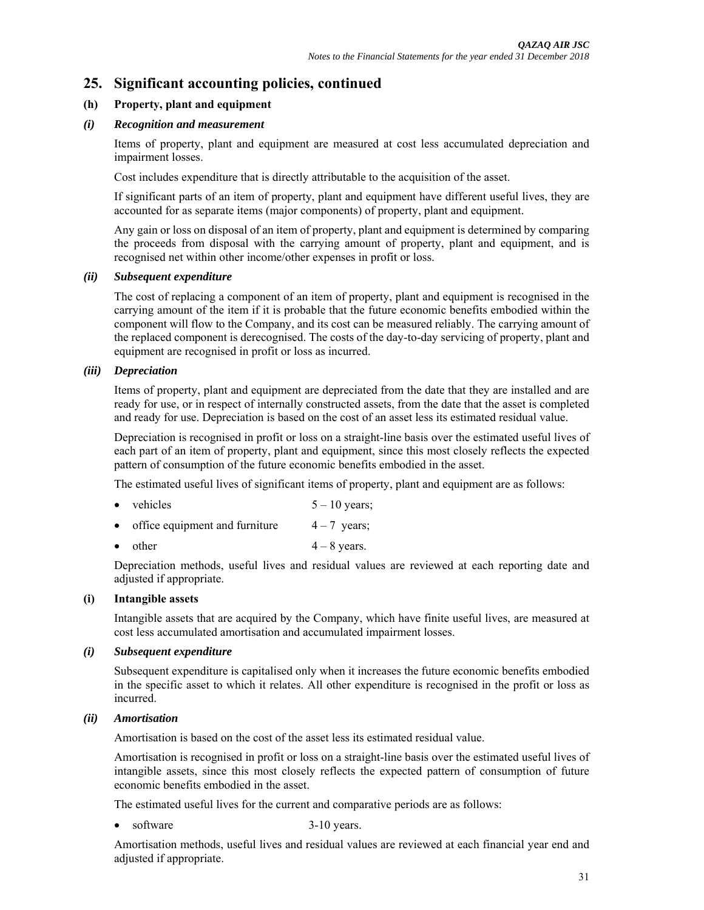## 25. Significant accounting policies, continued

### (h) Property, plant and equipment

#### *(i) Recognition and measurement*

Items of property, plant and equipment are measured at cost less accumulated depreciation and impairment losses.

Cost includes expenditure that is directly attributable to the acquisition of the asset.

If significant parts of an item of property, plant and equipment have different useful lives, they are accounted for as separate items (major components) of property, plant and equipment.

Any gain or loss on disposal of an item of property, plant and equipment is determined by comparing the proceeds from disposal with the carrying amount of property, plant and equipment, and is recognised net within other income/other expenses in profit or loss.

#### *(ii) Subsequent expenditure*

The cost of replacing a component of an item of property, plant and equipment is recognised in the carrying amount of the item if it is probable that the future economic benefits embodied within the component will flow to the Company, and its cost can be measured reliably. The carrying amount of the replaced component is derecognised. The costs of the day-to-day servicing of property, plant and equipment are recognised in profit or loss as incurred.

#### *(iii) Depreciation*

Items of property, plant and equipment are depreciated from the date that they are installed and are ready for use, or in respect of internally constructed assets, from the date that the asset is completed and ready for use. Depreciation is based on the cost of an asset less its estimated residual value.

Depreciation is recognised in profit or loss on a straight-line basis over the estimated useful lives of each part of an item of property, plant and equipment, since this most closely reflects the expected pattern of consumption of the future economic benefits embodied in the asset.

The estimated useful lives of significant items of property, plant and equipment are as follows:

- vehicles 5 – 10 years;
- office equipment and furniture 4 – 7 years;
- other 4 – 8 years.

Depreciation methods, useful lives and residual values are reviewed at each reporting date and adjusted if appropriate.

### (i) Intangible assets

Intangible assets that are acquired by the Company, which have finite useful lives, are measured at cost less accumulated amortisation and accumulated impairment losses.

#### *(i) Subsequent expenditure*

Subsequent expenditure is capitalised only when it increases the future economic benefits embodied in the specific asset to which it relates. All other expenditure is recognised in the profit or loss as incurred.

#### *(ii) Amortisation*

Amortisation is based on the cost of the asset less its estimated residual value.

Amortisation is recognised in profit or loss on a straight-line basis over the estimated useful lives of intangible assets, since this most closely reflects the expected pattern of consumption of future economic benefits embodied in the asset.

The estimated useful lives for the current and comparative periods are as follows:

- software 3-10 years.

Amortisation methods, useful lives and residual values are reviewed at each financial year end and adjusted if appropriate.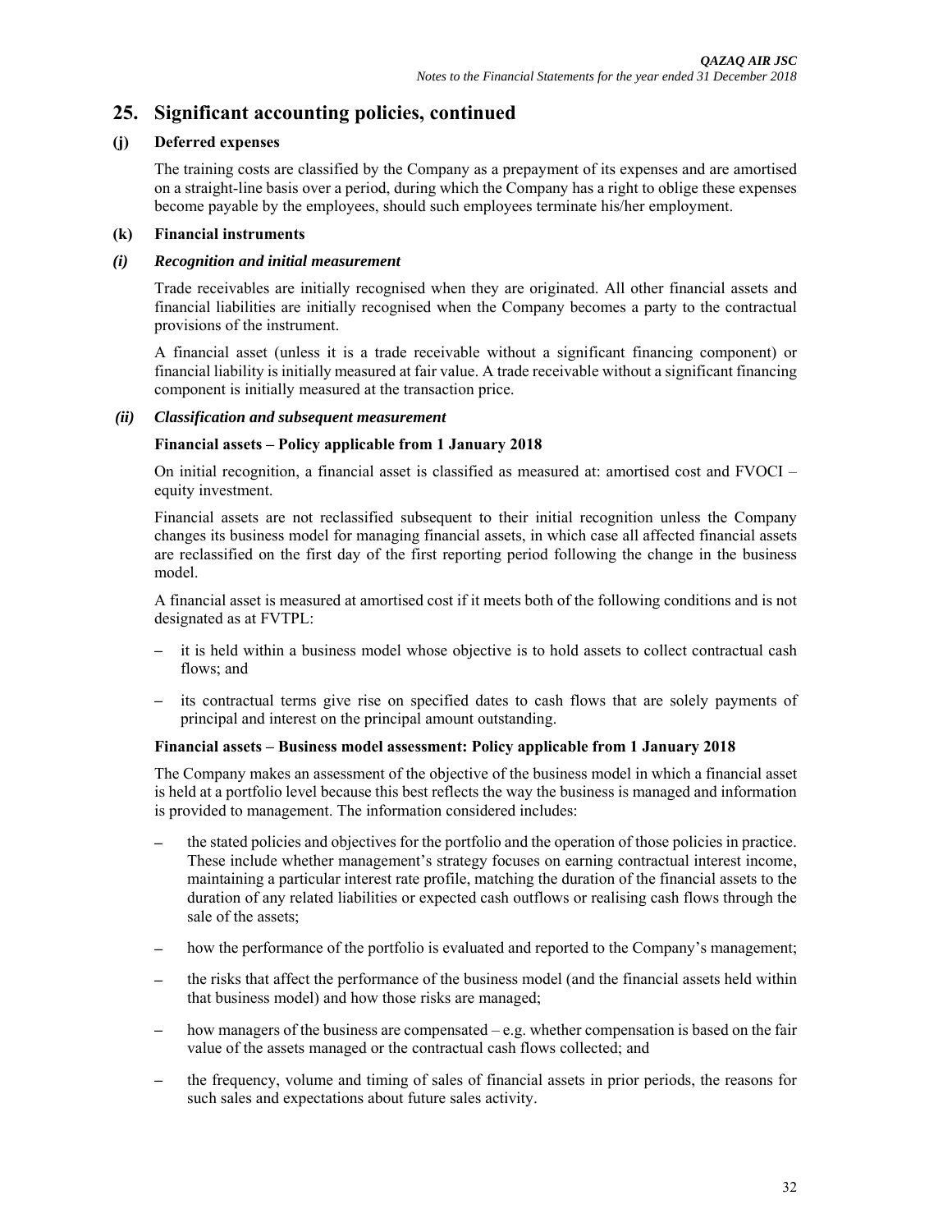## 25. Significant accounting policies, continued

### (j) Deferred expenses

The training costs are classified by the Company as a prepayment of its expenses and are amortised on a straight-line basis over a period, during which the Company has a right to oblige these expenses become payable by the employees, should such employees terminate his/her employment.

### (k) Financial instruments

#### *(i) Recognition and initial measurement*

Trade receivables are initially recognised when they are originated. All other financial assets and financial liabilities are initially recognised when the Company becomes a party to the contractual provisions of the instrument.

A financial asset (unless it is a trade receivable without a significant financing component) or financial liability is initially measured at fair value. A trade receivable without a significant financing component is initially measured at the transaction price.

#### *(ii) Classification and subsequent measurement*

**Financial assets – Policy applicable from 1 January 2018**

On initial recognition, a financial asset is classified as measured at: amortised cost and FVOCI – equity investment.

Financial assets are not reclassified subsequent to their initial recognition unless the Company changes its business model for managing financial assets, in which case all affected financial assets are reclassified on the first day of the first reporting period following the change in the business model.

A financial asset is measured at amortised cost if it meets both of the following conditions and is not designated as at FVTPL:

- it is held within a business model whose objective is to hold assets to collect contractual cash flows; and
- its contractual terms give rise on specified dates to cash flows that are solely payments of principal and interest on the principal amount outstanding.

**Financial assets – Business model assessment: Policy applicable from 1 January 2018**

The Company makes an assessment of the objective of the business model in which a financial asset is held at a portfolio level because this best reflects the way the business is managed and information is provided to management. The information considered includes:

- the stated policies and objectives for the portfolio and the operation of those policies in practice. These include whether management's strategy focuses on earning contractual interest income, maintaining a particular interest rate profile, matching the duration of the financial assets to the duration of any related liabilities or expected cash outflows or realising cash flows through the sale of the assets;
- how the performance of the portfolio is evaluated and reported to the Company's management;
- the risks that affect the performance of the business model (and the financial assets held within that business model) and how those risks are managed;
- how managers of the business are compensated – e.g. whether compensation is based on the fair value of the assets managed or the contractual cash flows collected; and
- the frequency, volume and timing of sales of financial assets in prior periods, the reasons for such sales and expectations about future sales activity.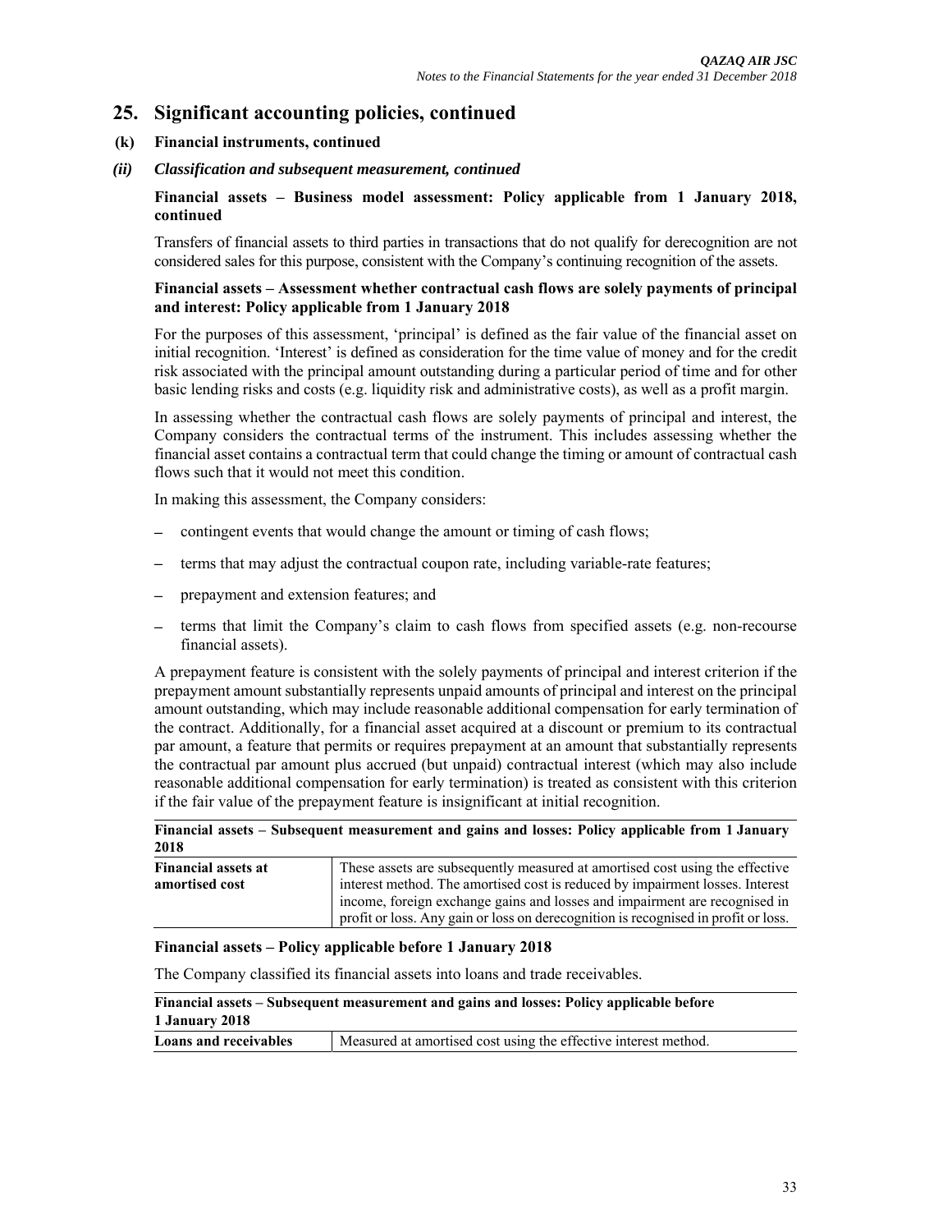# 25. Significant accounting policies, continued

## (k) Financial instruments, continued

### *(ii) Classification and subsequent measurement, continued*

**Financial assets – Business model assessment: Policy applicable from 1 January 2018, continued**

Transfers of financial assets to third parties in transactions that do not qualify for derecognition are not considered sales for this purpose, consistent with the Company's continuing recognition of the assets.

**Financial assets – Assessment whether contractual cash flows are solely payments of principal and interest: Policy applicable from 1 January 2018**

For the purposes of this assessment, 'principal' is defined as the fair value of the financial asset on initial recognition. 'Interest' is defined as consideration for the time value of money and for the credit risk associated with the principal amount outstanding during a particular period of time and for other basic lending risks and costs (e.g. liquidity risk and administrative costs), as well as a profit margin.

In assessing whether the contractual cash flows are solely payments of principal and interest, the Company considers the contractual terms of the instrument. This includes assessing whether the financial asset contains a contractual term that could change the timing or amount of contractual cash flows such that it would not meet this condition.

In making this assessment, the Company considers:

- contingent events that would change the amount or timing of cash flows;
- terms that may adjust the contractual coupon rate, including variable-rate features;
- prepayment and extension features; and
- terms that limit the Company's claim to cash flows from specified assets (e.g. non-recourse financial assets).

A prepayment feature is consistent with the solely payments of principal and interest criterion if the prepayment amount substantially represents unpaid amounts of principal and interest on the principal amount outstanding, which may include reasonable additional compensation for early termination of the contract. Additionally, for a financial asset acquired at a discount or premium to its contractual par amount, a feature that permits or requires prepayment at an amount that substantially represents the contractual par amount plus accrued (but unpaid) contractual interest (which may also include reasonable additional compensation for early termination) is treated as consistent with this criterion if the fair value of the prepayment feature is insignificant at initial recognition.

| **Financial assets – Subsequent measurement and gains and losses: Policy applicable from 1 January 2018** | |
|---|---|
| **Financial assets at amortised cost** | These assets are subsequently measured at amortised cost using the effective interest method. The amortised cost is reduced by impairment losses. Interest income, foreign exchange gains and losses and impairment are recognised in profit or loss. Any gain or loss on derecognition is recognised in profit or loss. |

**Financial assets – Policy applicable before 1 January 2018**

The Company classified its financial assets into loans and trade receivables.

| **Financial assets – Subsequent measurement and gains and losses: Policy applicable before 1 January 2018** | |
|---|---|
| **Loans and receivables** | Measured at amortised cost using the effective interest method. |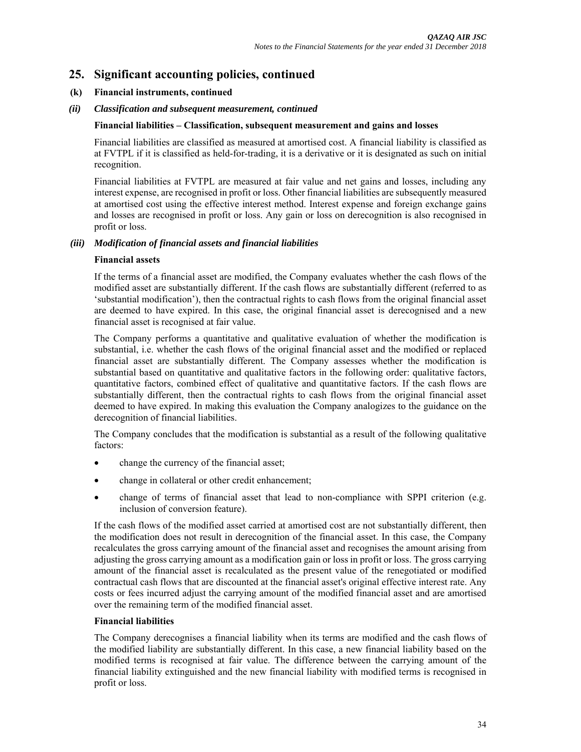## 25. Significant accounting policies, continued

**(k) Financial instruments, continued**

***(ii) Classification and subsequent measurement, continued***

**Financial liabilities – Classification, subsequent measurement and gains and losses**

Financial liabilities are classified as measured at amortised cost. A financial liability is classified as at FVTPL if it is classified as held-for-trading, it is a derivative or it is designated as such on initial recognition.

Financial liabilities at FVTPL are measured at fair value and net gains and losses, including any interest expense, are recognised in profit or loss. Other financial liabilities are subsequently measured at amortised cost using the effective interest method. Interest expense and foreign exchange gains and losses are recognised in profit or loss. Any gain or loss on derecognition is also recognised in profit or loss.

***(iii) Modification of financial assets and financial liabilities***

**Financial assets**

If the terms of a financial asset are modified, the Company evaluates whether the cash flows of the modified asset are substantially different. If the cash flows are substantially different (referred to as 'substantial modification'), then the contractual rights to cash flows from the original financial asset are deemed to have expired. In this case, the original financial asset is derecognised and a new financial asset is recognised at fair value.

The Company performs a quantitative and qualitative evaluation of whether the modification is substantial, i.e. whether the cash flows of the original financial asset and the modified or replaced financial asset are substantially different. The Company assesses whether the modification is substantial based on quantitative and qualitative factors in the following order: qualitative factors, quantitative factors, combined effect of qualitative and quantitative factors. If the cash flows are substantially different, then the contractual rights to cash flows from the original financial asset deemed to have expired. In making this evaluation the Company analogizes to the guidance on the derecognition of financial liabilities.

The Company concludes that the modification is substantial as a result of the following qualitative factors:

- change the currency of the financial asset;
- change in collateral or other credit enhancement;
- change of terms of financial asset that lead to non-compliance with SPPI criterion (e.g. inclusion of conversion feature).

If the cash flows of the modified asset carried at amortised cost are not substantially different, then the modification does not result in derecognition of the financial asset. In this case, the Company recalculates the gross carrying amount of the financial asset and recognises the amount arising from adjusting the gross carrying amount as a modification gain or loss in profit or loss. The gross carrying amount of the financial asset is recalculated as the present value of the renegotiated or modified contractual cash flows that are discounted at the financial asset's original effective interest rate. Any costs or fees incurred adjust the carrying amount of the modified financial asset and are amortised over the remaining term of the modified financial asset.

**Financial liabilities**

The Company derecognises a financial liability when its terms are modified and the cash flows of the modified liability are substantially different. In this case, a new financial liability based on the modified terms is recognised at fair value. The difference between the carrying amount of the financial liability extinguished and the new financial liability with modified terms is recognised in profit or loss.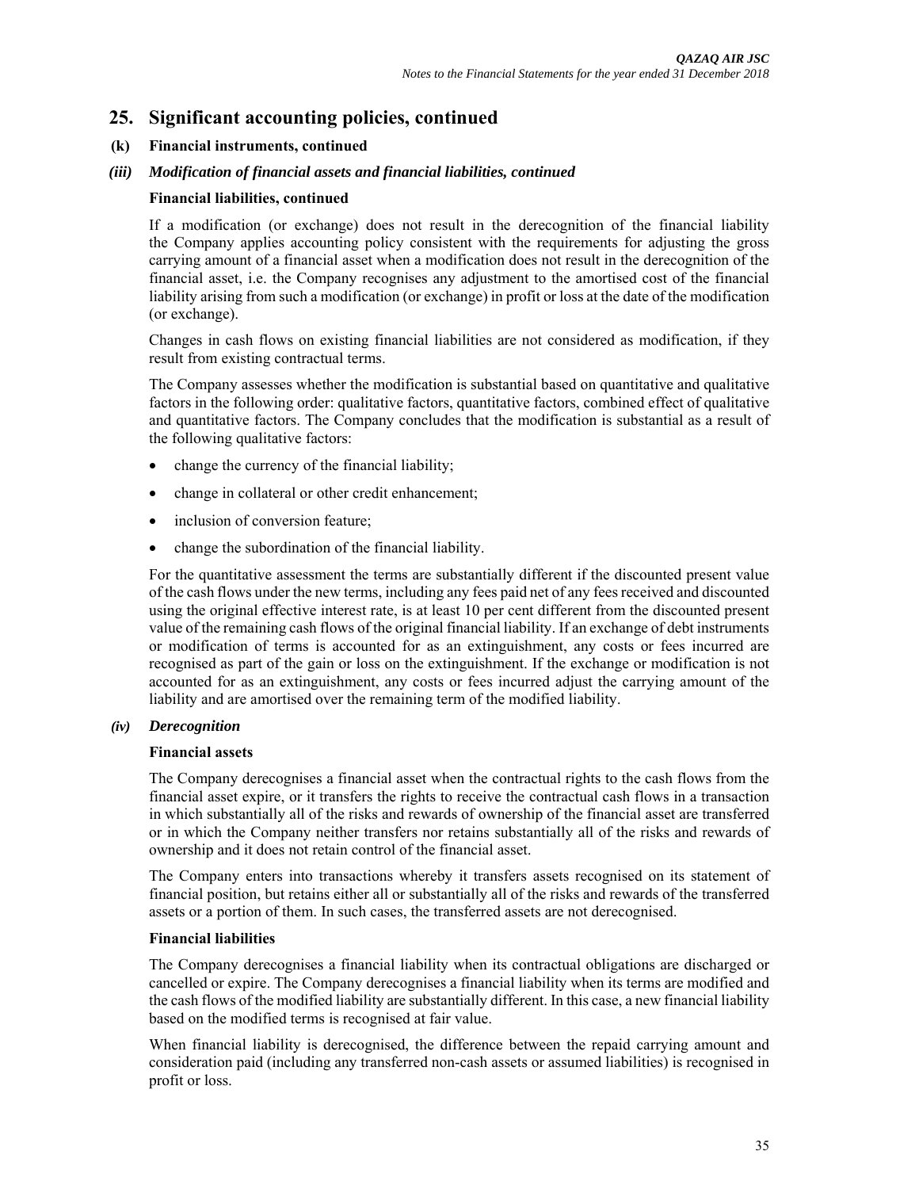## 25. Significant accounting policies, continued

### (k) Financial instruments, continued

#### *(iii) Modification of financial assets and financial liabilities, continued*

**Financial liabilities, continued**

If a modification (or exchange) does not result in the derecognition of the financial liability the Company applies accounting policy consistent with the requirements for adjusting the gross carrying amount of a financial asset when a modification does not result in the derecognition of the financial asset, i.e. the Company recognises any adjustment to the amortised cost of the financial liability arising from such a modification (or exchange) in profit or loss at the date of the modification (or exchange).

Changes in cash flows on existing financial liabilities are not considered as modification, if they result from existing contractual terms.

The Company assesses whether the modification is substantial based on quantitative and qualitative factors in the following order: qualitative factors, quantitative factors, combined effect of qualitative and quantitative factors. The Company concludes that the modification is substantial as a result of the following qualitative factors:

- change the currency of the financial liability;
- change in collateral or other credit enhancement;
- inclusion of conversion feature;
- change the subordination of the financial liability.

For the quantitative assessment the terms are substantially different if the discounted present value of the cash flows under the new terms, including any fees paid net of any fees received and discounted using the original effective interest rate, is at least 10 per cent different from the discounted present value of the remaining cash flows of the original financial liability. If an exchange of debt instruments or modification of terms is accounted for as an extinguishment, any costs or fees incurred are recognised as part of the gain or loss on the extinguishment. If the exchange or modification is not accounted for as an extinguishment, any costs or fees incurred adjust the carrying amount of the liability and are amortised over the remaining term of the modified liability.

#### *(iv) Derecognition*

**Financial assets**

The Company derecognises a financial asset when the contractual rights to the cash flows from the financial asset expire, or it transfers the rights to receive the contractual cash flows in a transaction in which substantially all of the risks and rewards of ownership of the financial asset are transferred or in which the Company neither transfers nor retains substantially all of the risks and rewards of ownership and it does not retain control of the financial asset.

The Company enters into transactions whereby it transfers assets recognised on its statement of financial position, but retains either all or substantially all of the risks and rewards of the transferred assets or a portion of them. In such cases, the transferred assets are not derecognised.

**Financial liabilities**

The Company derecognises a financial liability when its contractual obligations are discharged or cancelled or expire. The Company derecognises a financial liability when its terms are modified and the cash flows of the modified liability are substantially different. In this case, a new financial liability based on the modified terms is recognised at fair value.

When financial liability is derecognised, the difference between the repaid carrying amount and consideration paid (including any transferred non-cash assets or assumed liabilities) is recognised in profit or loss.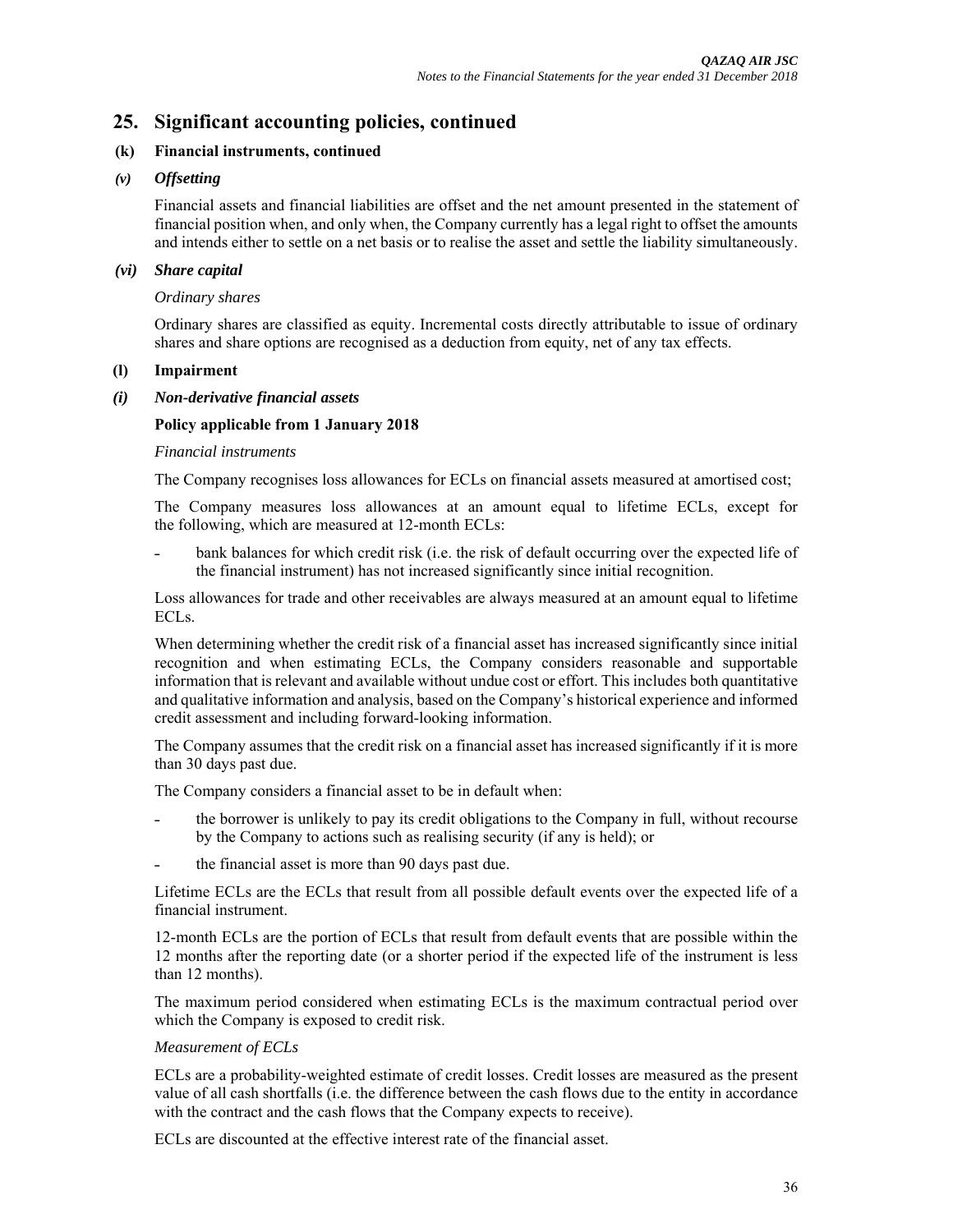## 25. Significant accounting policies, continued

### (k) Financial instruments, continued

#### *(v) Offsetting*

Financial assets and financial liabilities are offset and the net amount presented in the statement of financial position when, and only when, the Company currently has a legal right to offset the amounts and intends either to settle on a net basis or to realise the asset and settle the liability simultaneously.

#### *(vi) Share capital*

*Ordinary shares*

Ordinary shares are classified as equity. Incremental costs directly attributable to issue of ordinary shares and share options are recognised as a deduction from equity, net of any tax effects.

### (l) Impairment

#### *(i) Non-derivative financial assets*

**Policy applicable from 1 January 2018**

*Financial instruments*

The Company recognises loss allowances for ECLs on financial assets measured at amortised cost;

The Company measures loss allowances at an amount equal to lifetime ECLs, except for the following, which are measured at 12-month ECLs:

- bank balances for which credit risk (i.e. the risk of default occurring over the expected life of the financial instrument) has not increased significantly since initial recognition.

Loss allowances for trade and other receivables are always measured at an amount equal to lifetime ECLs.

When determining whether the credit risk of a financial asset has increased significantly since initial recognition and when estimating ECLs, the Company considers reasonable and supportable information that is relevant and available without undue cost or effort. This includes both quantitative and qualitative information and analysis, based on the Company's historical experience and informed credit assessment and including forward-looking information.

The Company assumes that the credit risk on a financial asset has increased significantly if it is more than 30 days past due.

The Company considers a financial asset to be in default when:

- the borrower is unlikely to pay its credit obligations to the Company in full, without recourse by the Company to actions such as realising security (if any is held); or
- the financial asset is more than 90 days past due.

Lifetime ECLs are the ECLs that result from all possible default events over the expected life of a financial instrument.

12-month ECLs are the portion of ECLs that result from default events that are possible within the 12 months after the reporting date (or a shorter period if the expected life of the instrument is less than 12 months).

The maximum period considered when estimating ECLs is the maximum contractual period over which the Company is exposed to credit risk.

*Measurement of ECLs*

ECLs are a probability-weighted estimate of credit losses. Credit losses are measured as the present value of all cash shortfalls (i.e. the difference between the cash flows due to the entity in accordance with the contract and the cash flows that the Company expects to receive).

ECLs are discounted at the effective interest rate of the financial asset.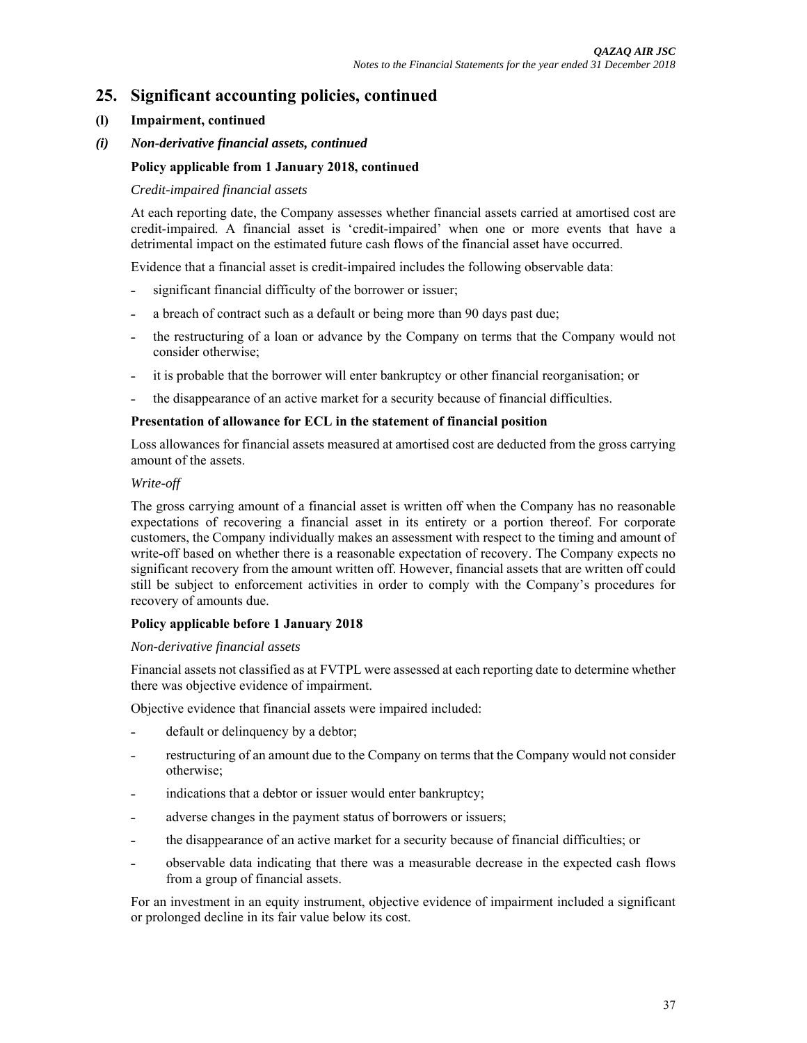# 25. Significant accounting policies, continued

## (l) Impairment, continued

### *(i) Non-derivative financial assets, continued*

**Policy applicable from 1 January 2018, continued**

*Credit-impaired financial assets*

At each reporting date, the Company assesses whether financial assets carried at amortised cost are credit-impaired. A financial asset is 'credit-impaired' when one or more events that have a detrimental impact on the estimated future cash flows of the financial asset have occurred.

Evidence that a financial asset is credit-impaired includes the following observable data:

- significant financial difficulty of the borrower or issuer;
- a breach of contract such as a default or being more than 90 days past due;
- the restructuring of a loan or advance by the Company on terms that the Company would not consider otherwise;
- it is probable that the borrower will enter bankruptcy or other financial reorganisation; or
- the disappearance of an active market for a security because of financial difficulties.

**Presentation of allowance for ECL in the statement of financial position**

Loss allowances for financial assets measured at amortised cost are deducted from the gross carrying amount of the assets.

*Write-off*

The gross carrying amount of a financial asset is written off when the Company has no reasonable expectations of recovering a financial asset in its entirety or a portion thereof. For corporate customers, the Company individually makes an assessment with respect to the timing and amount of write-off based on whether there is a reasonable expectation of recovery. The Company expects no significant recovery from the amount written off. However, financial assets that are written off could still be subject to enforcement activities in order to comply with the Company's procedures for recovery of amounts due.

**Policy applicable before 1 January 2018**

*Non-derivative financial assets*

Financial assets not classified as at FVTPL were assessed at each reporting date to determine whether there was objective evidence of impairment.

Objective evidence that financial assets were impaired included:

- default or delinquency by a debtor;
- restructuring of an amount due to the Company on terms that the Company would not consider otherwise;
- indications that a debtor or issuer would enter bankruptcy;
- adverse changes in the payment status of borrowers or issuers;
- the disappearance of an active market for a security because of financial difficulties; or
- observable data indicating that there was a measurable decrease in the expected cash flows from a group of financial assets.

For an investment in an equity instrument, objective evidence of impairment included a significant or prolonged decline in its fair value below its cost.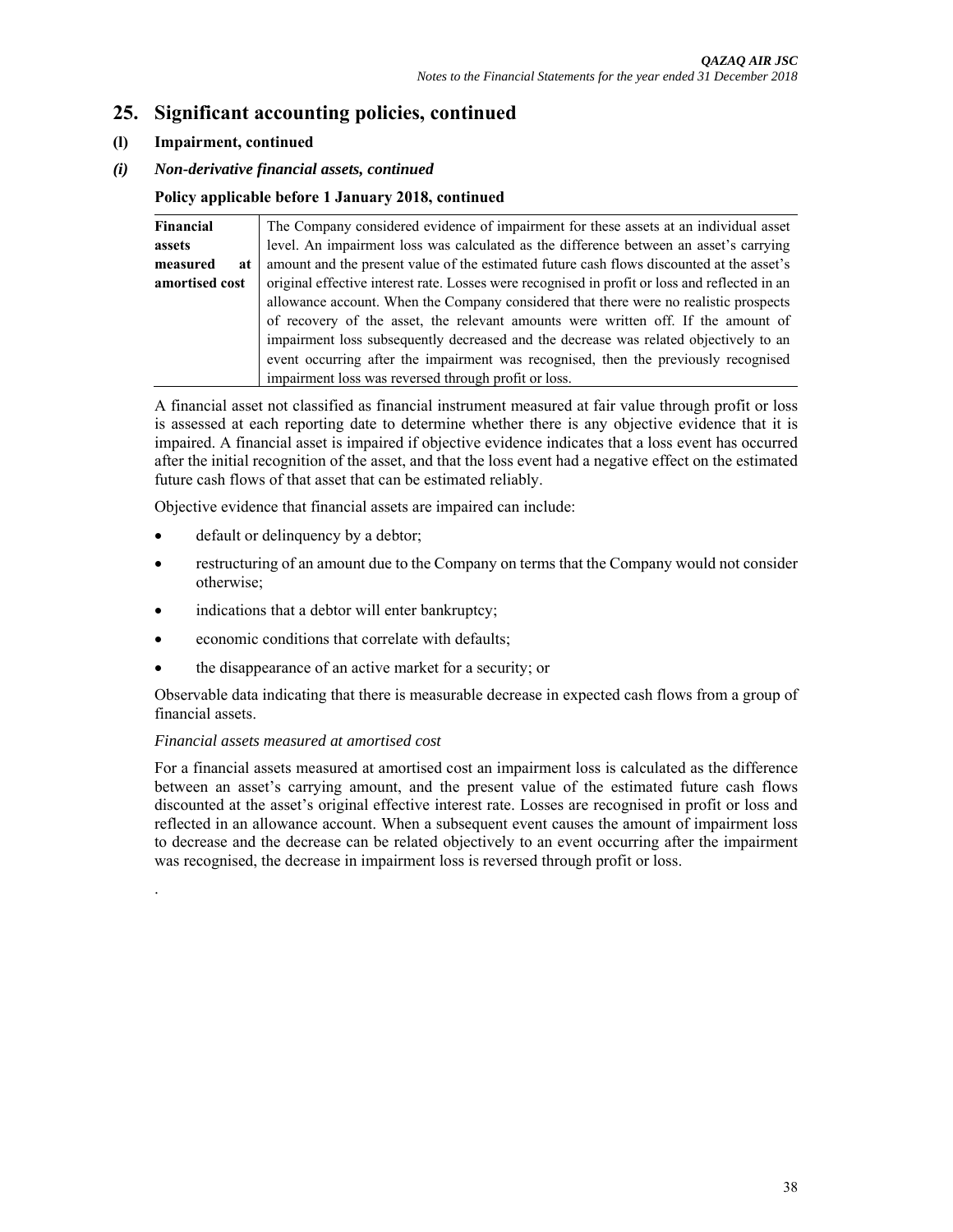## 25. Significant accounting policies, continued

### (l) Impairment, continued

#### *(i) Non-derivative financial assets, continued*

**Policy applicable before 1 January 2018, continued**

| | |
|---|---|
| **Financial assets measured at amortised cost** | The Company considered evidence of impairment for these assets at an individual asset level. An impairment loss was calculated as the difference between an asset's carrying amount and the present value of the estimated future cash flows discounted at the asset's original effective interest rate. Losses were recognised in profit or loss and reflected in an allowance account. When the Company considered that there were no realistic prospects of recovery of the asset, the relevant amounts were written off. If the amount of impairment loss subsequently decreased and the decrease was related objectively to an event occurring after the impairment was recognised, then the previously recognised impairment loss was reversed through profit or loss. |

A financial asset not classified as financial instrument measured at fair value through profit or loss is assessed at each reporting date to determine whether there is any objective evidence that it is impaired. A financial asset is impaired if objective evidence indicates that a loss event has occurred after the initial recognition of the asset, and that the loss event had a negative effect on the estimated future cash flows of that asset that can be estimated reliably.

Objective evidence that financial assets are impaired can include:

- default or delinquency by a debtor;
- restructuring of an amount due to the Company on terms that the Company would not consider otherwise;
- indications that a debtor will enter bankruptcy;
- economic conditions that correlate with defaults;
- the disappearance of an active market for a security; or

Observable data indicating that there is measurable decrease in expected cash flows from a group of financial assets.

*Financial assets measured at amortised cost*

For a financial assets measured at amortised cost an impairment loss is calculated as the difference between an asset's carrying amount, and the present value of the estimated future cash flows discounted at the asset's original effective interest rate. Losses are recognised in profit or loss and reflected in an allowance account. When a subsequent event causes the amount of impairment loss to decrease and the decrease can be related objectively to an event occurring after the impairment was recognised, the decrease in impairment loss is reversed through profit or loss.

.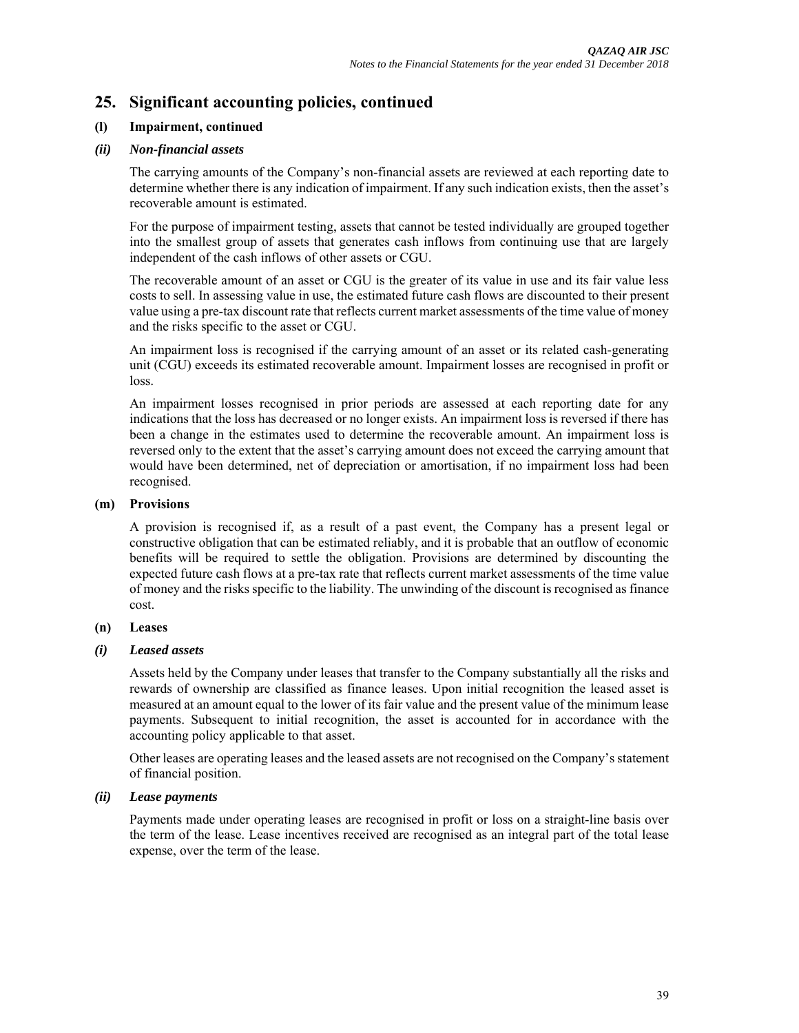# 25. Significant accounting policies, continued

## (l) Impairment, continued

### *(ii) Non-financial assets*

The carrying amounts of the Company's non-financial assets are reviewed at each reporting date to determine whether there is any indication of impairment. If any such indication exists, then the asset's recoverable amount is estimated.

For the purpose of impairment testing, assets that cannot be tested individually are grouped together into the smallest group of assets that generates cash inflows from continuing use that are largely independent of the cash inflows of other assets or CGU.

The recoverable amount of an asset or CGU is the greater of its value in use and its fair value less costs to sell. In assessing value in use, the estimated future cash flows are discounted to their present value using a pre-tax discount rate that reflects current market assessments of the time value of money and the risks specific to the asset or CGU.

An impairment loss is recognised if the carrying amount of an asset or its related cash-generating unit (CGU) exceeds its estimated recoverable amount. Impairment losses are recognised in profit or loss.

An impairment losses recognised in prior periods are assessed at each reporting date for any indications that the loss has decreased or no longer exists. An impairment loss is reversed if there has been a change in the estimates used to determine the recoverable amount. An impairment loss is reversed only to the extent that the asset's carrying amount does not exceed the carrying amount that would have been determined, net of depreciation or amortisation, if no impairment loss had been recognised.

## (m) Provisions

A provision is recognised if, as a result of a past event, the Company has a present legal or constructive obligation that can be estimated reliably, and it is probable that an outflow of economic benefits will be required to settle the obligation. Provisions are determined by discounting the expected future cash flows at a pre-tax rate that reflects current market assessments of the time value of money and the risks specific to the liability. The unwinding of the discount is recognised as finance cost.

## (n) Leases

### *(i) Leased assets*

Assets held by the Company under leases that transfer to the Company substantially all the risks and rewards of ownership are classified as finance leases. Upon initial recognition the leased asset is measured at an amount equal to the lower of its fair value and the present value of the minimum lease payments. Subsequent to initial recognition, the asset is accounted for in accordance with the accounting policy applicable to that asset.

Other leases are operating leases and the leased assets are not recognised on the Company's statement of financial position.

### *(ii) Lease payments*

Payments made under operating leases are recognised in profit or loss on a straight-line basis over the term of the lease. Lease incentives received are recognised as an integral part of the total lease expense, over the term of the lease.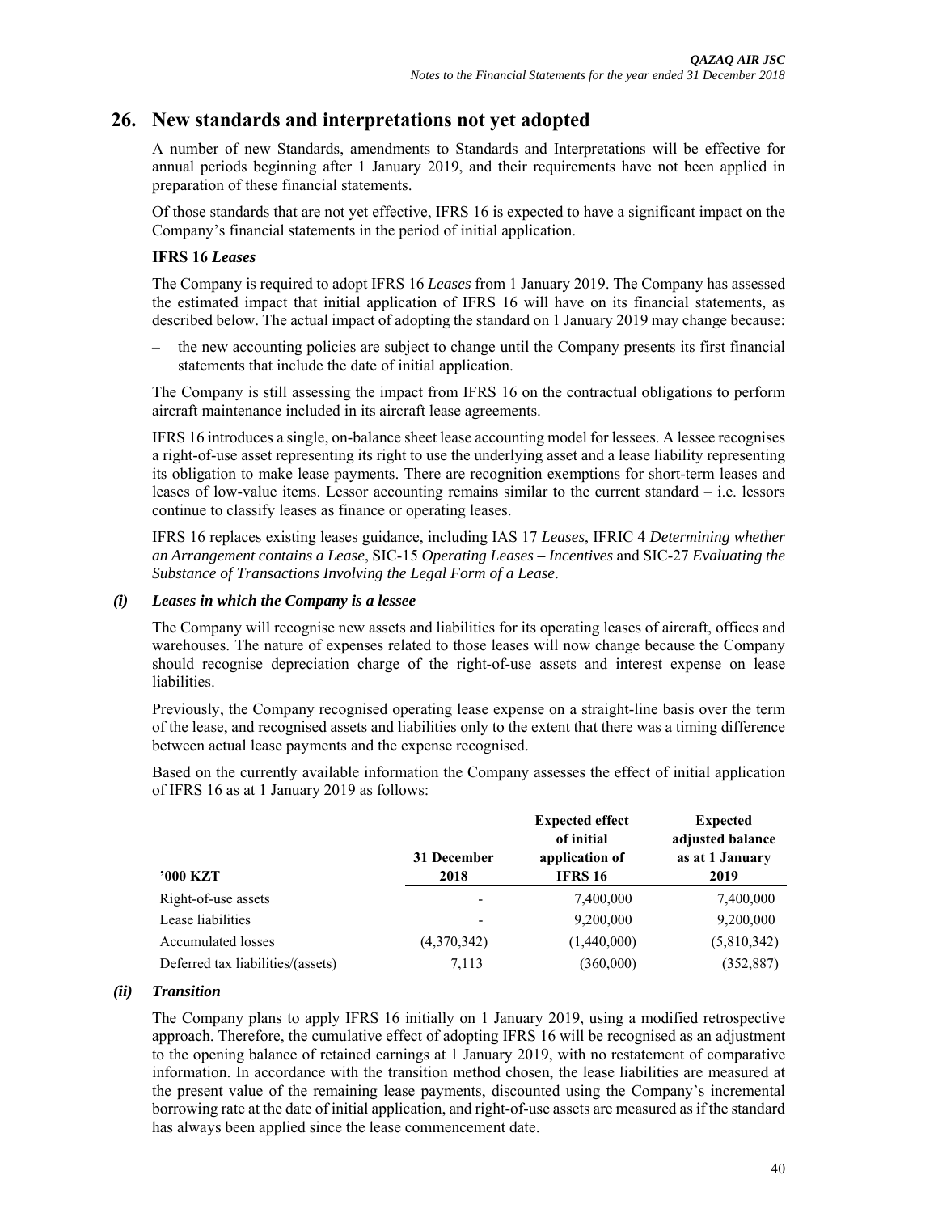## 26. New standards and interpretations not yet adopted

A number of new Standards, amendments to Standards and Interpretations will be effective for annual periods beginning after 1 January 2019, and their requirements have not been applied in preparation of these financial statements.

Of those standards that are not yet effective, IFRS 16 is expected to have a significant impact on the Company's financial statements in the period of initial application.

**IFRS 16 *Leases***

The Company is required to adopt IFRS 16 *Leases* from 1 January 2019. The Company has assessed the estimated impact that initial application of IFRS 16 will have on its financial statements, as described below. The actual impact of adopting the standard on 1 January 2019 may change because:

– the new accounting policies are subject to change until the Company presents its first financial statements that include the date of initial application.

The Company is still assessing the impact from IFRS 16 on the contractual obligations to perform aircraft maintenance included in its aircraft lease agreements.

IFRS 16 introduces a single, on-balance sheet lease accounting model for lessees. A lessee recognises a right-of-use asset representing its right to use the underlying asset and a lease liability representing its obligation to make lease payments. There are recognition exemptions for short-term leases and leases of low-value items. Lessor accounting remains similar to the current standard – i.e. lessors continue to classify leases as finance or operating leases.

IFRS 16 replaces existing leases guidance, including IAS 17 *Leases*, IFRIC 4 *Determining whether an Arrangement contains a Lease*, SIC-15 *Operating Leases – Incentives* and SIC-27 *Evaluating the Substance of Transactions Involving the Legal Form of a Lease*.

### *(i) Leases in which the Company is a lessee*

The Company will recognise new assets and liabilities for its operating leases of aircraft, offices and warehouses. The nature of expenses related to those leases will now change because the Company should recognise depreciation charge of the right-of-use assets and interest expense on lease liabilities.

Previously, the Company recognised operating lease expense on a straight-line basis over the term of the lease, and recognised assets and liabilities only to the extent that there was a timing difference between actual lease payments and the expense recognised.

Based on the currently available information the Company assesses the effect of initial application of IFRS 16 as at 1 January 2019 as follows:

| '000 KZT | 31 December 2018 | Expected effect of initial application of IFRS 16 | Expected adjusted balance as at 1 January 2019 |
|---|---|---|---|
| Right-of-use assets | - | 7,400,000 | 7,400,000 |
| Lease liabilities | - | 9,200,000 | 9,200,000 |
| Accumulated losses | (4,370,342) | (1,440,000) | (5,810,342) |
| Deferred tax liabilities/(assets) | 7,113 | (360,000) | (352,887) |

### *(ii) Transition*

The Company plans to apply IFRS 16 initially on 1 January 2019, using a modified retrospective approach. Therefore, the cumulative effect of adopting IFRS 16 will be recognised as an adjustment to the opening balance of retained earnings at 1 January 2019, with no restatement of comparative information. In accordance with the transition method chosen, the lease liabilities are measured at the present value of the remaining lease payments, discounted using the Company's incremental borrowing rate at the date of initial application, and right-of-use assets are measured as if the standard has always been applied since the lease commencement date.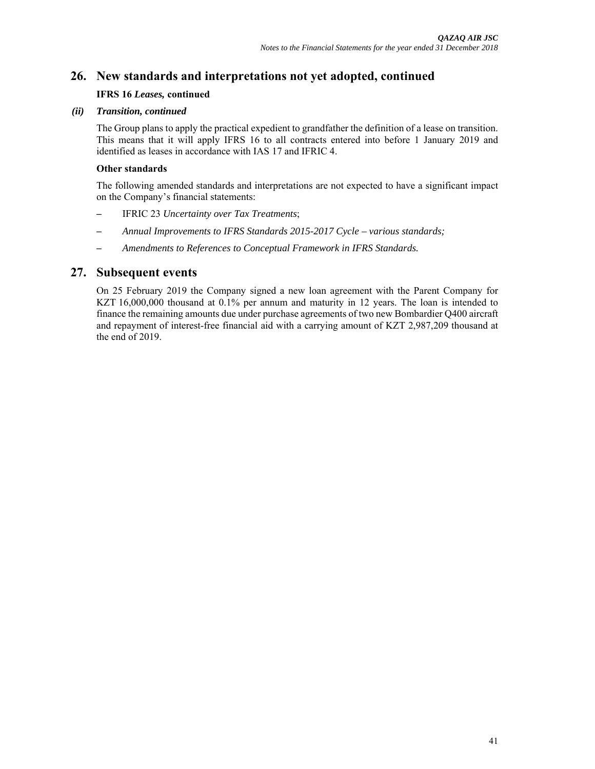## 26. New standards and interpretations not yet adopted, continued

**IFRS 16** ***Leases,*** **continued**

***(ii) Transition, continued***

The Group plans to apply the practical expedient to grandfather the definition of a lease on transition. This means that it will apply IFRS 16 to all contracts entered into before 1 January 2019 and identified as leases in accordance with IAS 17 and IFRIC 4.

**Other standards**

The following amended standards and interpretations are not expected to have a significant impact on the Company's financial statements:

- IFRIC 23 *Uncertainty over Tax Treatments*;
- *Annual Improvements to IFRS Standards 2015-2017 Cycle – various standards;*
- *Amendments to References to Conceptual Framework in IFRS Standards.*

## 27. Subsequent events

On 25 February 2019 the Company signed a new loan agreement with the Parent Company for KZT 16,000,000 thousand at 0.1% per annum and maturity in 12 years. The loan is intended to finance the remaining amounts due under purchase agreements of two new Bombardier Q400 aircraft and repayment of interest-free financial aid with a carrying amount of KZT 2,987,209 thousand at the end of 2019.